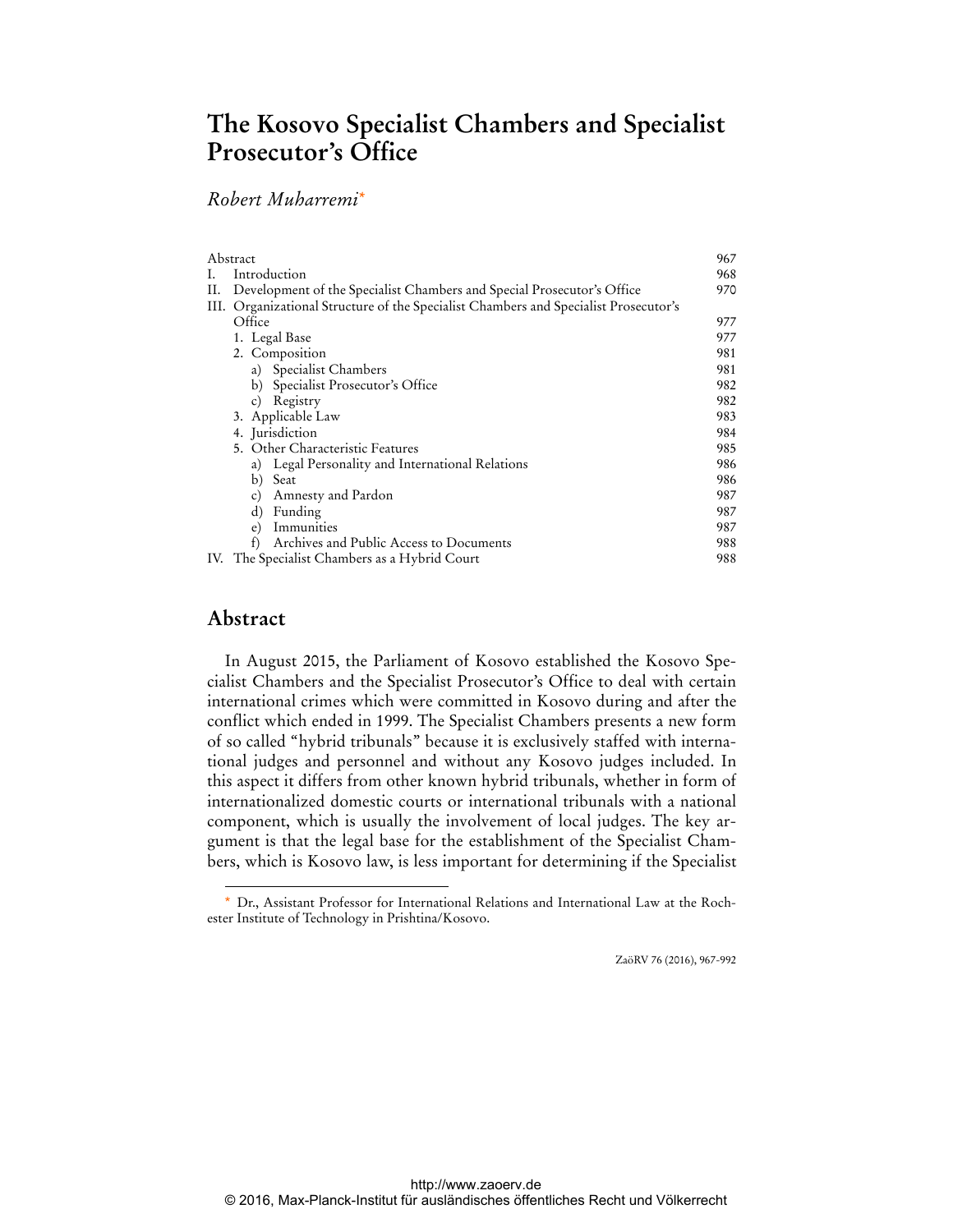# The Kosovo Specialist Chambers and Specialist Prosecutor's Office

*Robert Muharremi*[*]

| | |
|---|---|
| Abstract | 967 |
| I. Introduction | 968 |
| II. Development of the Specialist Chambers and Special Prosecutor's Office | 970 |
| III. Organizational Structure of the Specialist Chambers and Specialist Prosecutor's Office | 977 |
| 1. Legal Base | 977 |
| 2. Composition | 981 |
| a) Specialist Chambers | 981 |
| b) Specialist Prosecutor's Office | 982 |
| c) Registry | 982 |
| 3. Applicable Law | 983 |
| 4. Jurisdiction | 984 |
| 5. Other Characteristic Features | 985 |
| a) Legal Personality and International Relations | 986 |
| b) Seat | 986 |
| c) Amnesty and Pardon | 987 |
| d) Funding | 987 |
| e) Immunities | 987 |
| f) Archives and Public Access to Documents | 988 |
| IV. The Specialist Chambers as a Hybrid Court | 988 |

## Abstract

In August 2015, the Parliament of Kosovo established the Kosovo Specialist Chambers and the Specialist Prosecutor's Office to deal with certain international crimes which were committed in Kosovo during and after the conflict which ended in 1999. The Specialist Chambers presents a new form of so called "hybrid tribunals" because it is exclusively staffed with international judges and personnel and without any Kosovo judges included. In this aspect it differs from other known hybrid tribunals, whether in form of internationalized domestic courts or international tribunals with a national component, which is usually the involvement of local judges. The key argument is that the legal base for the establishment of the Specialist Chambers, which is Kosovo law, is less important for determining if the Specialist

[*] Dr., Assistant Professor for International Relations and International Law at the Rochester Institute of Technology in Prishtina/Kosovo.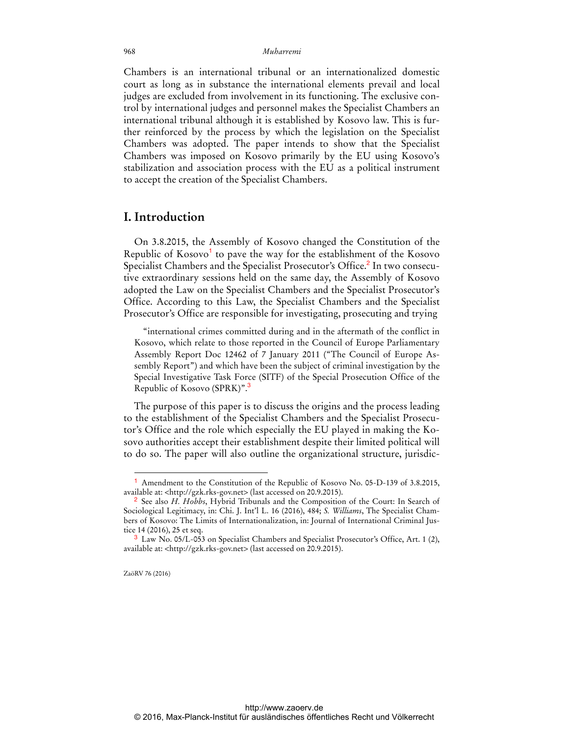Chambers is an international tribunal or an internationalized domestic court as long as in substance the international elements prevail and local judges are excluded from involvement in its functioning. The exclusive control by international judges and personnel makes the Specialist Chambers an international tribunal although it is established by Kosovo law. This is further reinforced by the process by which the legislation on the Specialist Chambers was adopted. The paper intends to show that the Specialist Chambers was imposed on Kosovo primarily by the EU using Kosovo's stabilization and association process with the EU as a political instrument to accept the creation of the Specialist Chambers.

## I. Introduction

On 3.8.2015, the Assembly of Kosovo changed the Constitution of the Republic of Kosovo[1] to pave the way for the establishment of the Kosovo Specialist Chambers and the Specialist Prosecutor's Office.[2] In two consecutive extraordinary sessions held on the same day, the Assembly of Kosovo adopted the Law on the Specialist Chambers and the Specialist Prosecutor's Office. According to this Law, the Specialist Chambers and the Specialist Prosecutor's Office are responsible for investigating, prosecuting and trying

> "international crimes committed during and in the aftermath of the conflict in Kosovo, which relate to those reported in the Council of Europe Parliamentary Assembly Report Doc 12462 of 7 January 2011 ("The Council of Europe Assembly Report") and which have been the subject of criminal investigation by the Special Investigative Task Force (SITF) of the Special Prosecution Office of the Republic of Kosovo (SPRK)".[3]

The purpose of this paper is to discuss the origins and the process leading to the establishment of the Specialist Chambers and the Specialist Prosecutor's Office and the role which especially the EU played in making the Kosovo authorities accept their establishment despite their limited political will to do so. The paper will also outline the organizational structure, jurisdic-

---

[1] Amendment to the Constitution of the Republic of Kosovo No. 05-D-139 of 3.8.2015, available at: <http://gzk.rks-gov.net> (last accessed on 20.9.2015).

[2] See also *H. Hobbs*, Hybrid Tribunals and the Composition of the Court: In Search of Sociological Legitimacy, in: Chi. J. Int'l L. 16 (2016), 484; *S. Williams*, The Specialist Chambers of Kosovo: The Limits of Internationalization, in: Journal of International Criminal Justice 14 (2016), 25 et seq.

[3] Law No. 05/L-053 on Specialist Chambers and Specialist Prosecutor's Office, Art. 1 (2), available at: <http://gzk.rks-gov.net> (last accessed on 20.9.2015).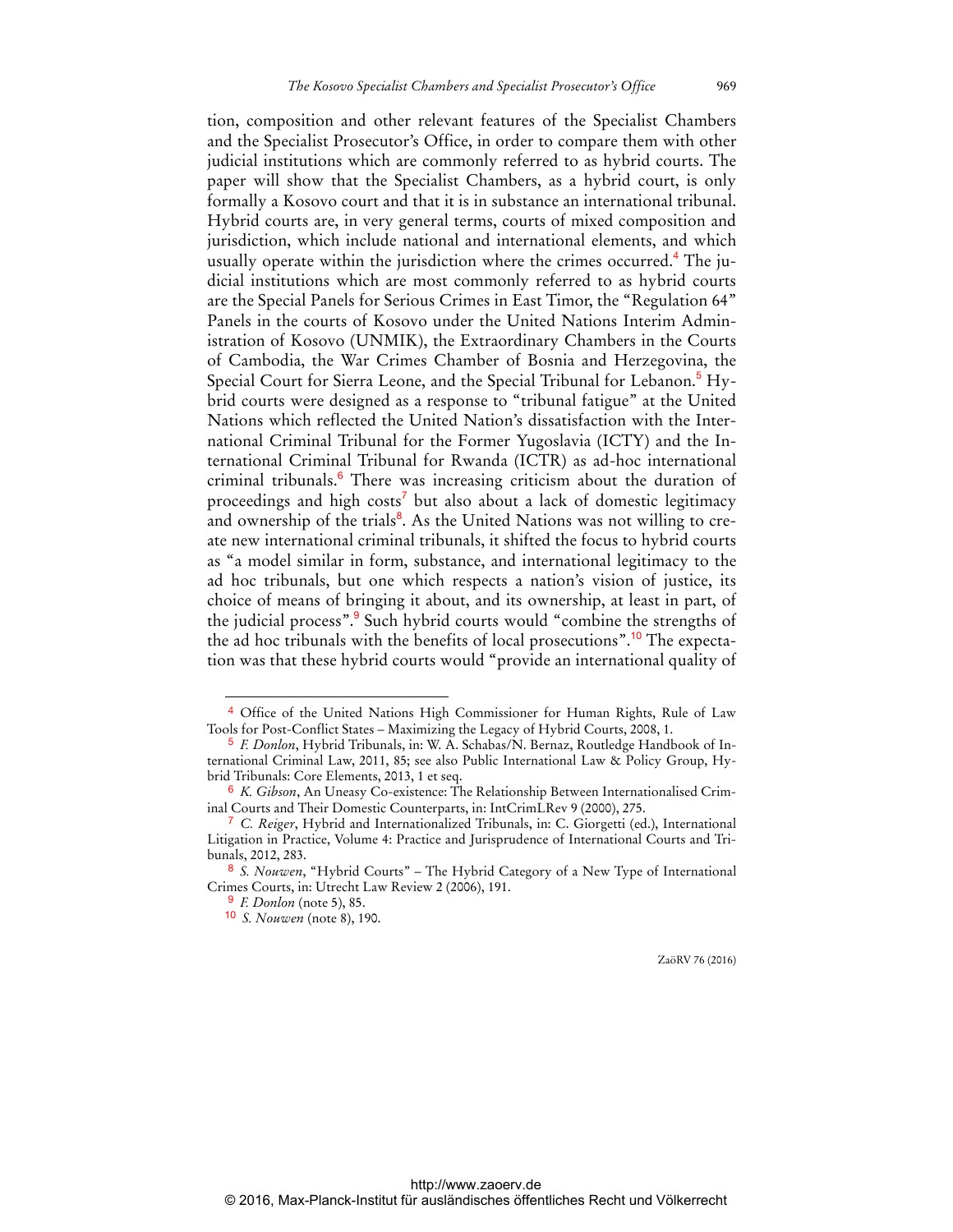tion, composition and other relevant features of the Specialist Chambers and the Specialist Prosecutor's Office, in order to compare them with other judicial institutions which are commonly referred to as hybrid courts. The paper will show that the Specialist Chambers, as a hybrid court, is only formally a Kosovo court and that it is in substance an international tribunal. Hybrid courts are, in very general terms, courts of mixed composition and jurisdiction, which include national and international elements, and which usually operate within the jurisdiction where the crimes occurred.[4] The judicial institutions which are most commonly referred to as hybrid courts are the Special Panels for Serious Crimes in East Timor, the "Regulation 64" Panels in the courts of Kosovo under the United Nations Interim Administration of Kosovo (UNMIK), the Extraordinary Chambers in the Courts of Cambodia, the War Crimes Chamber of Bosnia and Herzegovina, the Special Court for Sierra Leone, and the Special Tribunal for Lebanon.[5] Hybrid courts were designed as a response to "tribunal fatigue" at the United Nations which reflected the United Nation's dissatisfaction with the International Criminal Tribunal for the Former Yugoslavia (ICTY) and the International Criminal Tribunal for Rwanda (ICTR) as ad-hoc international criminal tribunals.[6] There was increasing criticism about the duration of proceedings and high costs[7] but also about a lack of domestic legitimacy and ownership of the trials[8]. As the United Nations was not willing to create new international criminal tribunals, it shifted the focus to hybrid courts as "a model similar in form, substance, and international legitimacy to the ad hoc tribunals, but one which respects a nation's vision of justice, its choice of means of bringing it about, and its ownership, at least in part, of the judicial process".[9] Such hybrid courts would "combine the strengths of the ad hoc tribunals with the benefits of local prosecutions".[10] The expectation was that these hybrid courts would "provide an international quality of

---

[4] Office of the United Nations High Commissioner for Human Rights, Rule of Law Tools for Post-Conflict States – Maximizing the Legacy of Hybrid Courts, 2008, 1.

[5] *F. Donlon*, Hybrid Tribunals, in: W. A. Schabas/N. Bernaz, Routledge Handbook of International Criminal Law, 2011, 85; see also Public International Law & Policy Group, Hybrid Tribunals: Core Elements, 2013, 1 et seq.

[6] *K. Gibson*, An Uneasy Co-existence: The Relationship Between Internationalised Criminal Courts and Their Domestic Counterparts, in: IntCrimLRev 9 (2000), 275.

[7] *C. Reiger*, Hybrid and Internationalized Tribunals, in: C. Giorgetti (ed.), International Litigation in Practice, Volume 4: Practice and Jurisprudence of International Courts and Tribunals, 2012, 283.

[8] *S. Nouwen*, "Hybrid Courts" – The Hybrid Category of a New Type of International Crimes Courts, in: Utrecht Law Review 2 (2006), 191.

[9] *F. Donlon* (note 5), 85.

[10] *S. Nouwen* (note 8), 190.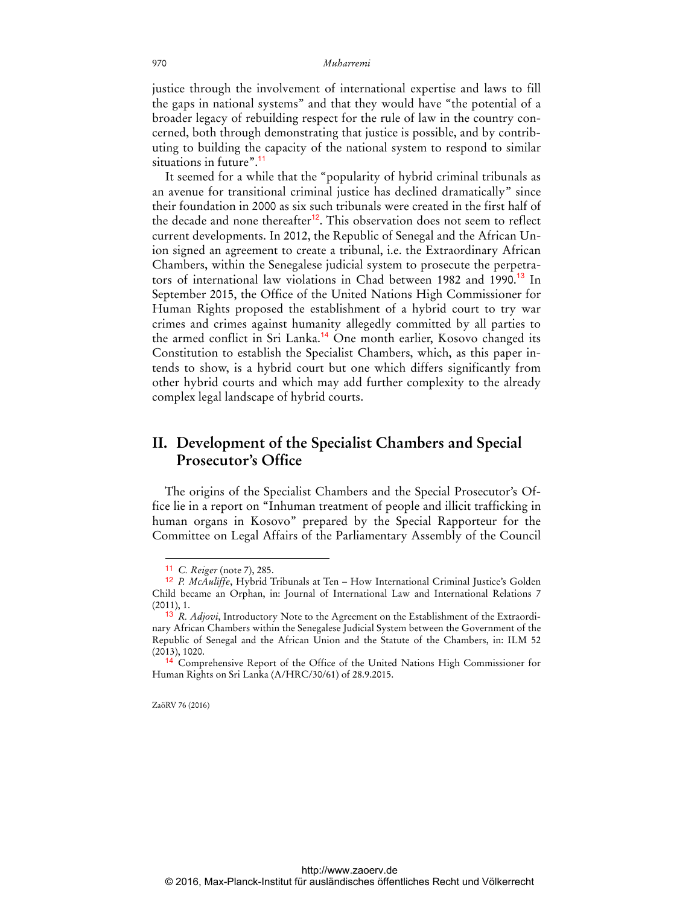justice through the involvement of international expertise and laws to fill the gaps in national systems" and that they would have "the potential of a broader legacy of rebuilding respect for the rule of law in the country concerned, both through demonstrating that justice is possible, and by contributing to building the capacity of the national system to respond to similar situations in future".[11]

It seemed for a while that the "popularity of hybrid criminal tribunals as an avenue for transitional criminal justice has declined dramatically" since their foundation in 2000 as six such tribunals were created in the first half of the decade and none thereafter[12]. This observation does not seem to reflect current developments. In 2012, the Republic of Senegal and the African Union signed an agreement to create a tribunal, i.e. the Extraordinary African Chambers, within the Senegalese judicial system to prosecute the perpetrators of international law violations in Chad between 1982 and 1990.[13] In September 2015, the Office of the United Nations High Commissioner for Human Rights proposed the establishment of a hybrid court to try war crimes and crimes against humanity allegedly committed by all parties to the armed conflict in Sri Lanka.[14] One month earlier, Kosovo changed its Constitution to establish the Specialist Chambers, which, as this paper intends to show, is a hybrid court but one which differs significantly from other hybrid courts and which may add further complexity to the already complex legal landscape of hybrid courts.

## II. Development of the Specialist Chambers and Special Prosecutor's Office

The origins of the Specialist Chambers and the Special Prosecutor's Office lie in a report on "Inhuman treatment of people and illicit trafficking in human organs in Kosovo" prepared by the Special Rapporteur for the Committee on Legal Affairs of the Parliamentary Assembly of the Council

---

[11] *C. Reiger* (note 7), 285.

[12] *P. McAuliffe*, Hybrid Tribunals at Ten – How International Criminal Justice's Golden Child became an Orphan, in: Journal of International Law and International Relations 7 (2011), 1.

[13] *R. Adjovi*, Introductory Note to the Agreement on the Establishment of the Extraordinary African Chambers within the Senegalese Judicial System between the Government of the Republic of Senegal and the African Union and the Statute of the Chambers, in: ILM 52 (2013), 1020.

[14] Comprehensive Report of the Office of the United Nations High Commissioner for Human Rights on Sri Lanka (A/HRC/30/61) of 28.9.2015.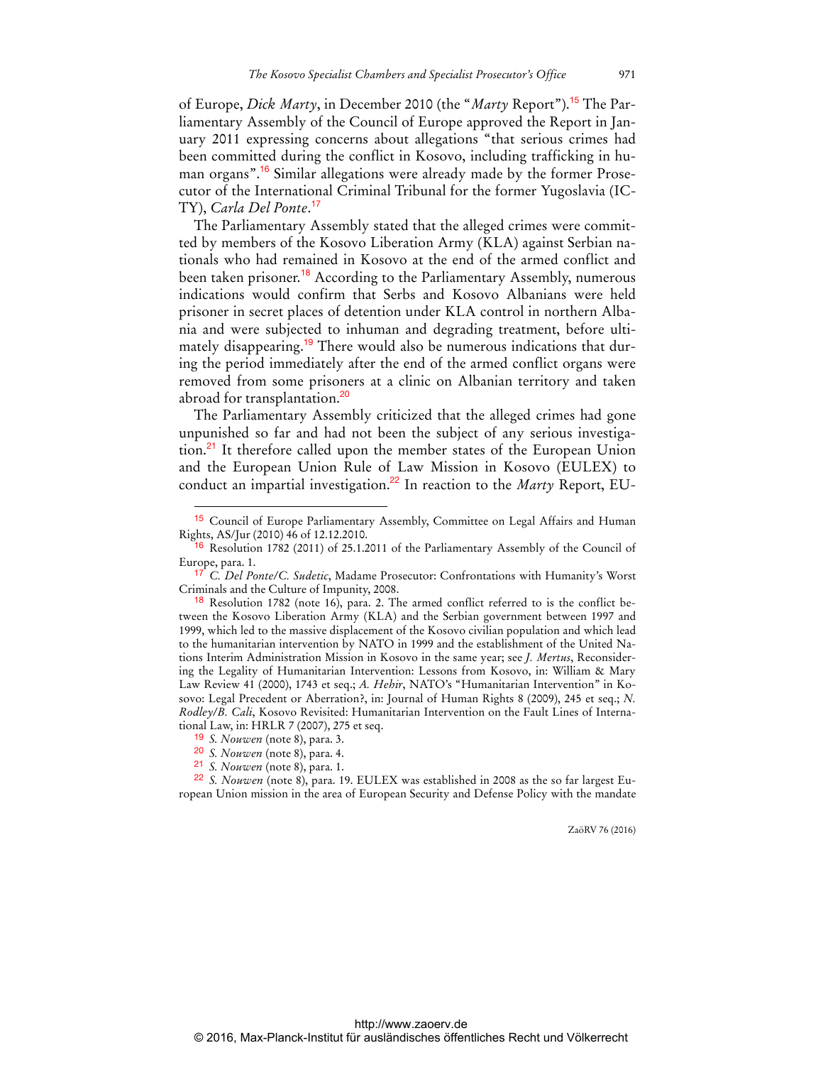of Europe, *Dick Marty*, in December 2010 (the "*Marty* Report").[15] The Parliamentary Assembly of the Council of Europe approved the Report in January 2011 expressing concerns about allegations "that serious crimes had been committed during the conflict in Kosovo, including trafficking in human organs".[16] Similar allegations were already made by the former Prosecutor of the International Criminal Tribunal for the former Yugoslavia (ICTY), *Carla Del Ponte*.[17]

The Parliamentary Assembly stated that the alleged crimes were committed by members of the Kosovo Liberation Army (KLA) against Serbian nationals who had remained in Kosovo at the end of the armed conflict and been taken prisoner.[18] According to the Parliamentary Assembly, numerous indications would confirm that Serbs and Kosovo Albanians were held prisoner in secret places of detention under KLA control in northern Albania and were subjected to inhuman and degrading treatment, before ultimately disappearing.[19] There would also be numerous indications that during the period immediately after the end of the armed conflict organs were removed from some prisoners at a clinic on Albanian territory and taken abroad for transplantation.[20]

The Parliamentary Assembly criticized that the alleged crimes had gone unpunished so far and had not been the subject of any serious investigation.[21] It therefore called upon the member states of the European Union and the European Union Rule of Law Mission in Kosovo (EULEX) to conduct an impartial investigation.[22] In reaction to the *Marty* Report, EU-

---

[15] Council of Europe Parliamentary Assembly, Committee on Legal Affairs and Human Rights, AS/Jur (2010) 46 of 12.12.2010.

[16] Resolution 1782 (2011) of 25.1.2011 of the Parliamentary Assembly of the Council of Europe, para. 1.

[17] *C. Del Ponte/C. Sudetic*, Madame Prosecutor: Confrontations with Humanity's Worst Criminals and the Culture of Impunity, 2008.

[18] Resolution 1782 (note 16), para. 2. The armed conflict referred to is the conflict between the Kosovo Liberation Army (KLA) and the Serbian government between 1997 and 1999, which led to the massive displacement of the Kosovo civilian population and which lead to the humanitarian intervention by NATO in 1999 and the establishment of the United Nations Interim Administration Mission in Kosovo in the same year; see *J. Mertus*, Reconsidering the Legality of Humanitarian Intervention: Lessons from Kosovo, in: William & Mary Law Review 41 (2000), 1743 et seq.; *A. Hehir*, NATO's "Humanitarian Intervention" in Kosovo: Legal Precedent or Aberration?, in: Journal of Human Rights 8 (2009), 245 et seq.; *N. Rodley/B. Cali*, Kosovo Revisited: Humanitarian Intervention on the Fault Lines of International Law, in: HRLR 7 (2007), 275 et seq.

[19] *S. Nouwen* (note 8), para. 3.

[20] *S. Nouwen* (note 8), para. 4.

[21] *S. Nouwen* (note 8), para. 1.

[22] *S. Nouwen* (note 8), para. 19. EULEX was established in 2008 as the so far largest European Union mission in the area of European Security and Defense Policy with the mandate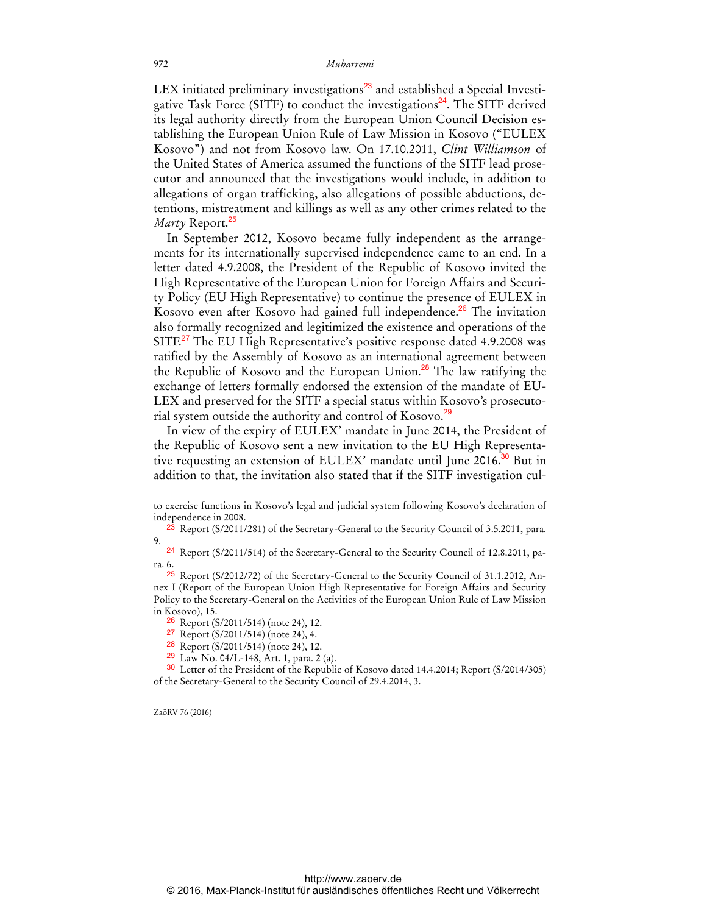LEX initiated preliminary investigations[23] and established a Special Investigative Task Force (SITF) to conduct the investigations[24]. The SITF derived its legal authority directly from the European Union Council Decision establishing the European Union Rule of Law Mission in Kosovo ("EULEX Kosovo") and not from Kosovo law. On 17.10.2011, *Clint Williamson* of the United States of America assumed the functions of the SITF lead prosecutor and announced that the investigations would include, in addition to allegations of organ trafficking, also allegations of possible abductions, detentions, mistreatment and killings as well as any other crimes related to the *Marty* Report.[25]

In September 2012, Kosovo became fully independent as the arrangements for its internationally supervised independence came to an end. In a letter dated 4.9.2008, the President of the Republic of Kosovo invited the High Representative of the European Union for Foreign Affairs and Security Policy (EU High Representative) to continue the presence of EULEX in Kosovo even after Kosovo had gained full independence.[26] The invitation also formally recognized and legitimized the existence and operations of the SITF.[27] The EU High Representative's positive response dated 4.9.2008 was ratified by the Assembly of Kosovo as an international agreement between the Republic of Kosovo and the European Union.[28] The law ratifying the exchange of letters formally endorsed the extension of the mandate of EULEX and preserved for the SITF a special status within Kosovo's prosecutorial system outside the authority and control of Kosovo.[29]

In view of the expiry of EULEX' mandate in June 2014, the President of the Republic of Kosovo sent a new invitation to the EU High Representative requesting an extension of EULEX' mandate until June 2016.[30] But in addition to that, the invitation also stated that if the SITF investigation cul-

---

to exercise functions in Kosovo's legal and judicial system following Kosovo's declaration of independence in 2008.

[23] Report (S/2011/281) of the Secretary-General to the Security Council of 3.5.2011, para. 9.

[24] Report (S/2011/514) of the Secretary-General to the Security Council of 12.8.2011, para. 6.

[25] Report (S/2012/72) of the Secretary-General to the Security Council of 31.1.2012, Annex I (Report of the European Union High Representative for Foreign Affairs and Security Policy to the Secretary-General on the Activities of the European Union Rule of Law Mission in Kosovo), 15.

[26] Report (S/2011/514) (note 24), 12.

[27] Report (S/2011/514) (note 24), 4.

[28] Report (S/2011/514) (note 24), 12.

[29] Law No. 04/L-148, Art. 1, para. 2 (a).

[30] Letter of the President of the Republic of Kosovo dated 14.4.2014; Report (S/2014/305) of the Secretary-General to the Security Council of 29.4.2014, 3.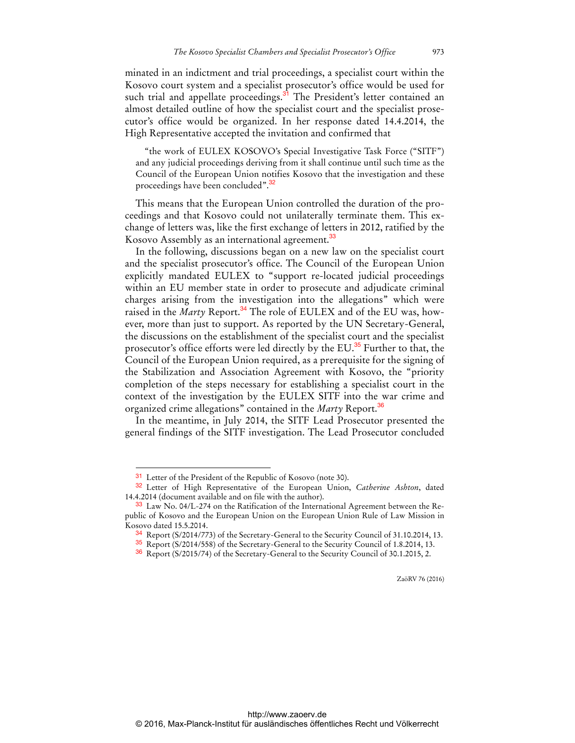minated in an indictment and trial proceedings, a specialist court within the Kosovo court system and a specialist prosecutor's office would be used for such trial and appellate proceedings.[31] The President's letter contained an almost detailed outline of how the specialist court and the specialist prosecutor's office would be organized. In her response dated 14.4.2014, the High Representative accepted the invitation and confirmed that

> "the work of EULEX KOSOVO's Special Investigative Task Force ("SITF") and any judicial proceedings deriving from it shall continue until such time as the Council of the European Union notifies Kosovo that the investigation and these proceedings have been concluded".[32]

This means that the European Union controlled the duration of the proceedings and that Kosovo could not unilaterally terminate them. This exchange of letters was, like the first exchange of letters in 2012, ratified by the Kosovo Assembly as an international agreement.[33]

In the following, discussions began on a new law on the specialist court and the specialist prosecutor's office. The Council of the European Union explicitly mandated EULEX to "support re-located judicial proceedings within an EU member state in order to prosecute and adjudicate criminal charges arising from the investigation into the allegations" which were raised in the *Marty* Report.[34] The role of EULEX and of the EU was, however, more than just to support. As reported by the UN Secretary-General, the discussions on the establishment of the specialist court and the specialist prosecutor's office efforts were led directly by the EU.[35] Further to that, the Council of the European Union required, as a prerequisite for the signing of the Stabilization and Association Agreement with Kosovo, the "priority completion of the steps necessary for establishing a specialist court in the context of the investigation by the EULEX SITF into the war crime and organized crime allegations" contained in the *Marty* Report.[36]

In the meantime, in July 2014, the SITF Lead Prosecutor presented the general findings of the SITF investigation. The Lead Prosecutor concluded

---

[31] Letter of the President of the Republic of Kosovo (note 30).

[32] Letter of High Representative of the European Union, *Catherine Ashton*, dated 14.4.2014 (document available and on file with the author).

[33] Law No. 04/L-274 on the Ratification of the International Agreement between the Republic of Kosovo and the European Union on the European Union Rule of Law Mission in Kosovo dated 15.5.2014.

[34] Report (S/2014/773) of the Secretary-General to the Security Council of 31.10.2014, 13.

[35] Report (S/2014/558) of the Secretary-General to the Security Council of 1.8.2014, 13.

[36] Report (S/2015/74) of the Secretary-General to the Security Council of 30.1.2015, 2.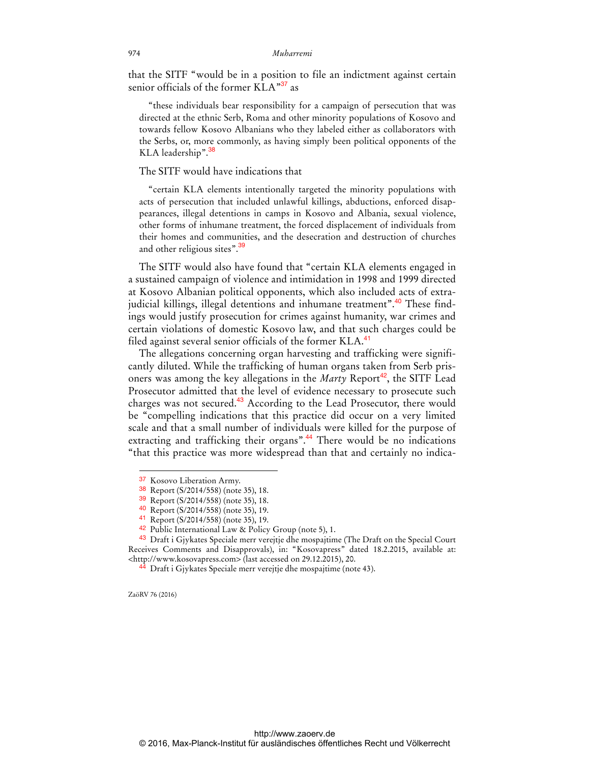that the SITF "would be in a position to file an indictment against certain senior officials of the former KLA"[37] as

> "these individuals bear responsibility for a campaign of persecution that was directed at the ethnic Serb, Roma and other minority populations of Kosovo and towards fellow Kosovo Albanians who they labeled either as collaborators with the Serbs, or, more commonly, as having simply been political opponents of the KLA leadership".[38]

The SITF would have indications that

> "certain KLA elements intentionally targeted the minority populations with acts of persecution that included unlawful killings, abductions, enforced disappearances, illegal detentions in camps in Kosovo and Albania, sexual violence, other forms of inhumane treatment, the forced displacement of individuals from their homes and communities, and the desecration and destruction of churches and other religious sites".[39]

The SITF would also have found that "certain KLA elements engaged in a sustained campaign of violence and intimidation in 1998 and 1999 directed at Kosovo Albanian political opponents, which also included acts of extrajudicial killings, illegal detentions and inhumane treatment".[40] These findings would justify prosecution for crimes against humanity, war crimes and certain violations of domestic Kosovo law, and that such charges could be filed against several senior officials of the former KLA.[41]

The allegations concerning organ harvesting and trafficking were significantly diluted. While the trafficking of human organs taken from Serb prisoners was among the key allegations in the *Marty* Report[42], the SITF Lead Prosecutor admitted that the level of evidence necessary to prosecute such charges was not secured.[43] According to the Lead Prosecutor, there would be "compelling indications that this practice did occur on a very limited scale and that a small number of individuals were killed for the purpose of extracting and trafficking their organs".[44] There would be no indications "that this practice was more widespread than that and certainly no indica-

---

37 Kosovo Liberation Army.

38 Report (S/2014/558) (note 35), 18.

39 Report (S/2014/558) (note 35), 18.

40 Report (S/2014/558) (note 35), 19.

41 Report (S/2014/558) (note 35), 19.

42 Public International Law & Policy Group (note 5), 1.

43 Draft i Gjykates Speciale merr verejtje dhe mospajtime (The Draft on the Special Court Receives Comments and Disapprovals), in: "Kosovapress" dated 18.2.2015, available at: <http://www.kosovapress.com> (last accessed on 29.12.2015), 20.

44 Draft i Gjykates Speciale merr verejtje dhe mospajtime (note 43).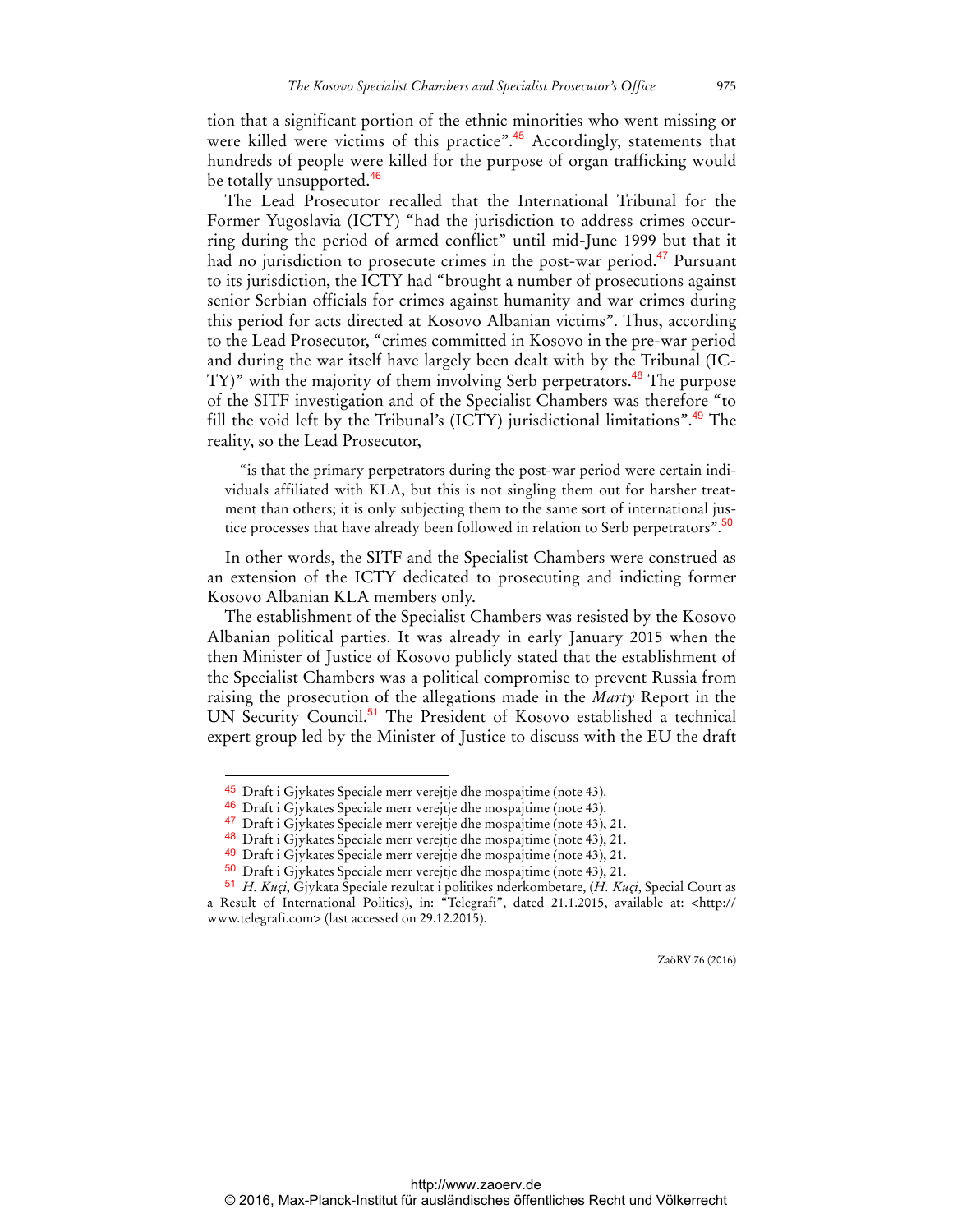tion that a significant portion of the ethnic minorities who went missing or were killed were victims of this practice".[45] Accordingly, statements that hundreds of people were killed for the purpose of organ trafficking would be totally unsupported.[46]

The Lead Prosecutor recalled that the International Tribunal for the Former Yugoslavia (ICTY) "had the jurisdiction to address crimes occurring during the period of armed conflict" until mid-June 1999 but that it had no jurisdiction to prosecute crimes in the post-war period.[47] Pursuant to its jurisdiction, the ICTY had "brought a number of prosecutions against senior Serbian officials for crimes against humanity and war crimes during this period for acts directed at Kosovo Albanian victims". Thus, according to the Lead Prosecutor, "crimes committed in Kosovo in the pre-war period and during the war itself have largely been dealt with by the Tribunal (ICTY)" with the majority of them involving Serb perpetrators.[48] The purpose of the SITF investigation and of the Specialist Chambers was therefore "to fill the void left by the Tribunal's (ICTY) jurisdictional limitations".[49] The reality, so the Lead Prosecutor,

> "is that the primary perpetrators during the post-war period were certain individuals affiliated with KLA, but this is not singling them out for harsher treatment than others; it is only subjecting them to the same sort of international justice processes that have already been followed in relation to Serb perpetrators".[50]

In other words, the SITF and the Specialist Chambers were construed as an extension of the ICTY dedicated to prosecuting and indicting former Kosovo Albanian KLA members only.

The establishment of the Specialist Chambers was resisted by the Kosovo Albanian political parties. It was already in early January 2015 when the then Minister of Justice of Kosovo publicly stated that the establishment of the Specialist Chambers was a political compromise to prevent Russia from raising the prosecution of the allegations made in the *Marty* Report in the UN Security Council.[51] The President of Kosovo established a technical expert group led by the Minister of Justice to discuss with the EU the draft

---

[45] Draft i Gjykates Speciale merr verejtje dhe mospajtime (note 43).

[46] Draft i Gjykates Speciale merr verejtje dhe mospajtime (note 43).

[47] Draft i Gjykates Speciale merr verejtje dhe mospajtime (note 43), 21.

[48] Draft i Gjykates Speciale merr verejtje dhe mospajtime (note 43), 21.

[49] Draft i Gjykates Speciale merr verejtje dhe mospajtime (note 43), 21.

[50] Draft i Gjykates Speciale merr verejtje dhe mospajtime (note 43), 21.

[51] *H. Kuçi*, Gjykata Speciale rezultat i politikes nderkombetare, (*H. Kuçi*, Special Court as a Result of International Politics), in: "Telegrafi", dated 21.1.2015, available at: <http://www.telegrafi.com> (last accessed on 29.12.2015).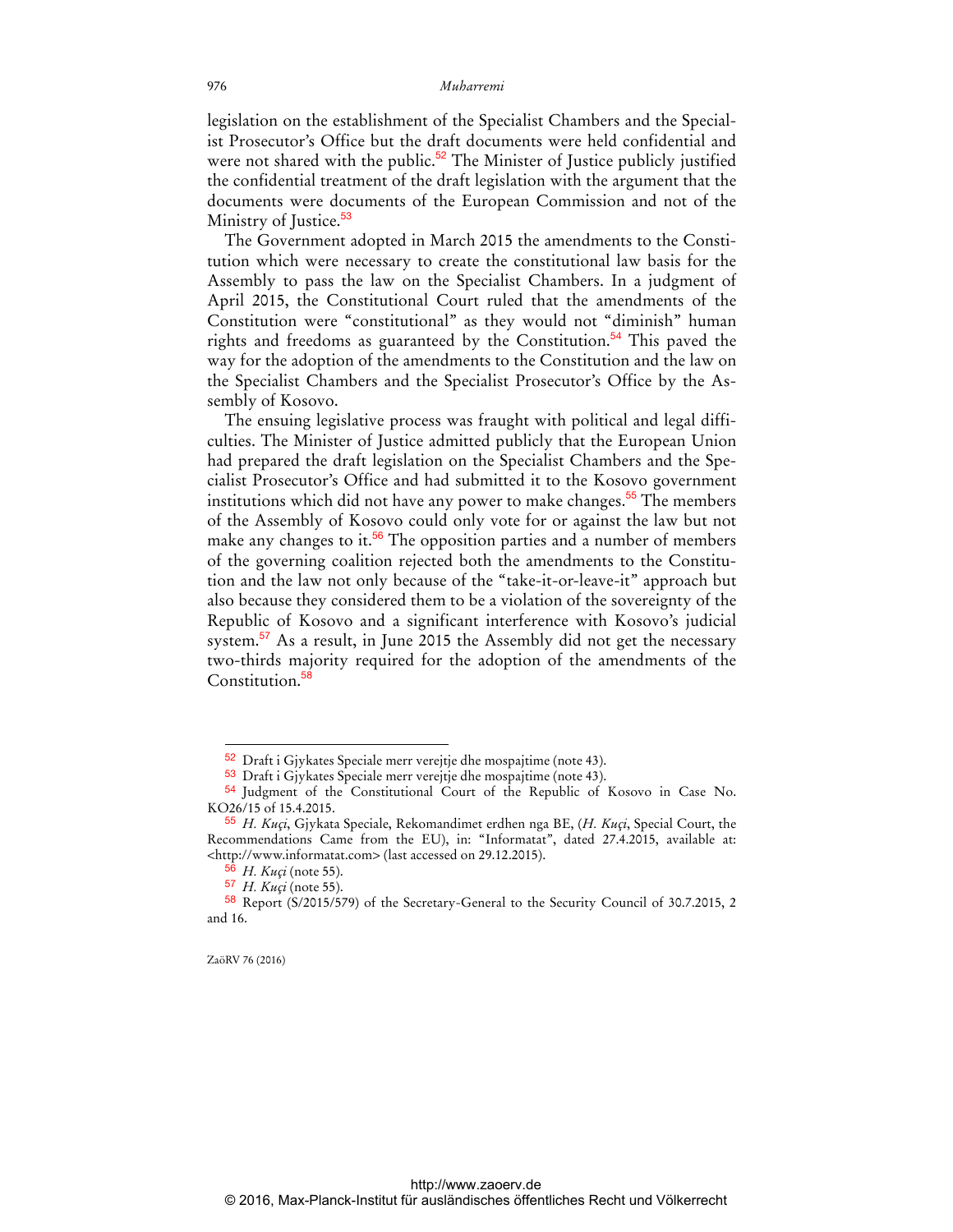legislation on the establishment of the Specialist Chambers and the Specialist Prosecutor's Office but the draft documents were held confidential and were not shared with the public.[52] The Minister of Justice publicly justified the confidential treatment of the draft legislation with the argument that the documents were documents of the European Commission and not of the Ministry of Justice.[53]

The Government adopted in March 2015 the amendments to the Constitution which were necessary to create the constitutional law basis for the Assembly to pass the law on the Specialist Chambers. In a judgment of April 2015, the Constitutional Court ruled that the amendments of the Constitution were "constitutional" as they would not "diminish" human rights and freedoms as guaranteed by the Constitution.[54] This paved the way for the adoption of the amendments to the Constitution and the law on the Specialist Chambers and the Specialist Prosecutor's Office by the Assembly of Kosovo.

The ensuing legislative process was fraught with political and legal difficulties. The Minister of Justice admitted publicly that the European Union had prepared the draft legislation on the Specialist Chambers and the Specialist Prosecutor's Office and had submitted it to the Kosovo government institutions which did not have any power to make changes.[55] The members of the Assembly of Kosovo could only vote for or against the law but not make any changes to it.[56] The opposition parties and a number of members of the governing coalition rejected both the amendments to the Constitution and the law not only because of the "take-it-or-leave-it" approach but also because they considered them to be a violation of the sovereignty of the Republic of Kosovo and a significant interference with Kosovo's judicial system.[57] As a result, in June 2015 the Assembly did not get the necessary two-thirds majority required for the adoption of the amendments of the Constitution.[58]

---

[52] Draft i Gjykates Speciale merr verejtje dhe mospajtime (note 43).

[53] Draft i Gjykates Speciale merr verejtje dhe mospajtime (note 43).

[54] Judgment of the Constitutional Court of the Republic of Kosovo in Case No. KO26/15 of 15.4.2015.

[55] *H. Kuçi*, Gjykata Speciale, Rekomandimet erdhen nga BE, (*H. Kuçi*, Special Court, the Recommendations Came from the EU), in: "Informatat", dated 27.4.2015, available at: <http://www.informatat.com> (last accessed on 29.12.2015).

[56] *H. Kuçi* (note 55).

[57] *H. Kuçi* (note 55).

[58] Report (S/2015/579) of the Secretary-General to the Security Council of 30.7.2015, 2 and 16.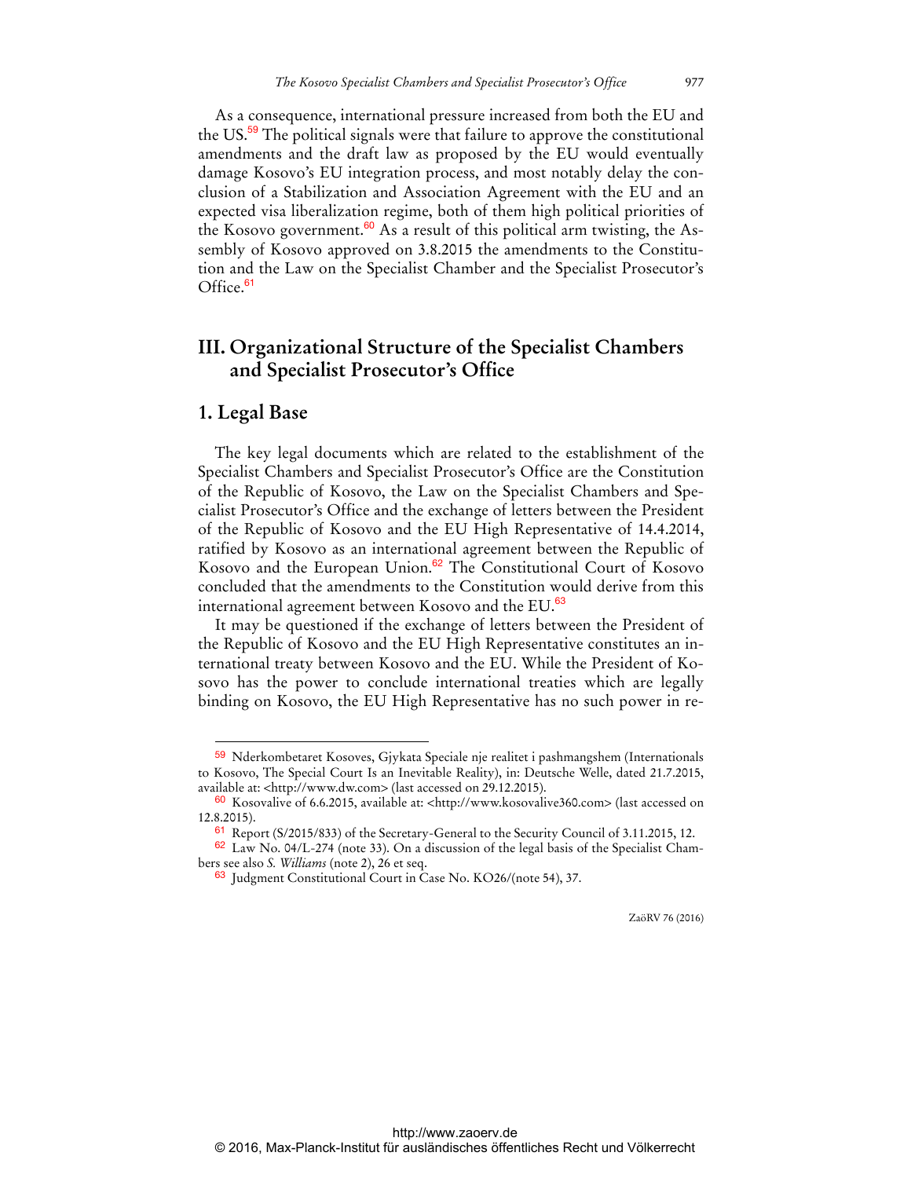As a consequence, international pressure increased from both the EU and the US.[59] The political signals were that failure to approve the constitutional amendments and the draft law as proposed by the EU would eventually damage Kosovo's EU integration process, and most notably delay the conclusion of a Stabilization and Association Agreement with the EU and an expected visa liberalization regime, both of them high political priorities of the Kosovo government.[60] As a result of this political arm twisting, the Assembly of Kosovo approved on 3.8.2015 the amendments to the Constitution and the Law on the Specialist Chamber and the Specialist Prosecutor's Office.[61]

## III. Organizational Structure of the Specialist Chambers and Specialist Prosecutor's Office

### 1. Legal Base

The key legal documents which are related to the establishment of the Specialist Chambers and Specialist Prosecutor's Office are the Constitution of the Republic of Kosovo, the Law on the Specialist Chambers and Specialist Prosecutor's Office and the exchange of letters between the President of the Republic of Kosovo and the EU High Representative of 14.4.2014, ratified by Kosovo as an international agreement between the Republic of Kosovo and the European Union.[62] The Constitutional Court of Kosovo concluded that the amendments to the Constitution would derive from this international agreement between Kosovo and the EU.[63]

It may be questioned if the exchange of letters between the President of the Republic of Kosovo and the EU High Representative constitutes an international treaty between Kosovo and the EU. While the President of Kosovo has the power to conclude international treaties which are legally binding on Kosovo, the EU High Representative has no such power in re-

---

[59] Nderkombetaret Kosoves, Gjykata Speciale nje realitet i pashmangshem (Internationals to Kosovo, The Special Court Is an Inevitable Reality), in: Deutsche Welle, dated 21.7.2015, available at: <http://www.dw.com> (last accessed on 29.12.2015).

[60] Kosovalive of 6.6.2015, available at: <http://www.kosovalive360.com> (last accessed on 12.8.2015).

[61] Report (S/2015/833) of the Secretary-General to the Security Council of 3.11.2015, 12.

[62] Law No. 04/L-274 (note 33). On a discussion of the legal basis of the Specialist Chambers see also *S. Williams* (note 2), 26 et seq.

[63] Judgment Constitutional Court in Case No. KO26/(note 54), 37.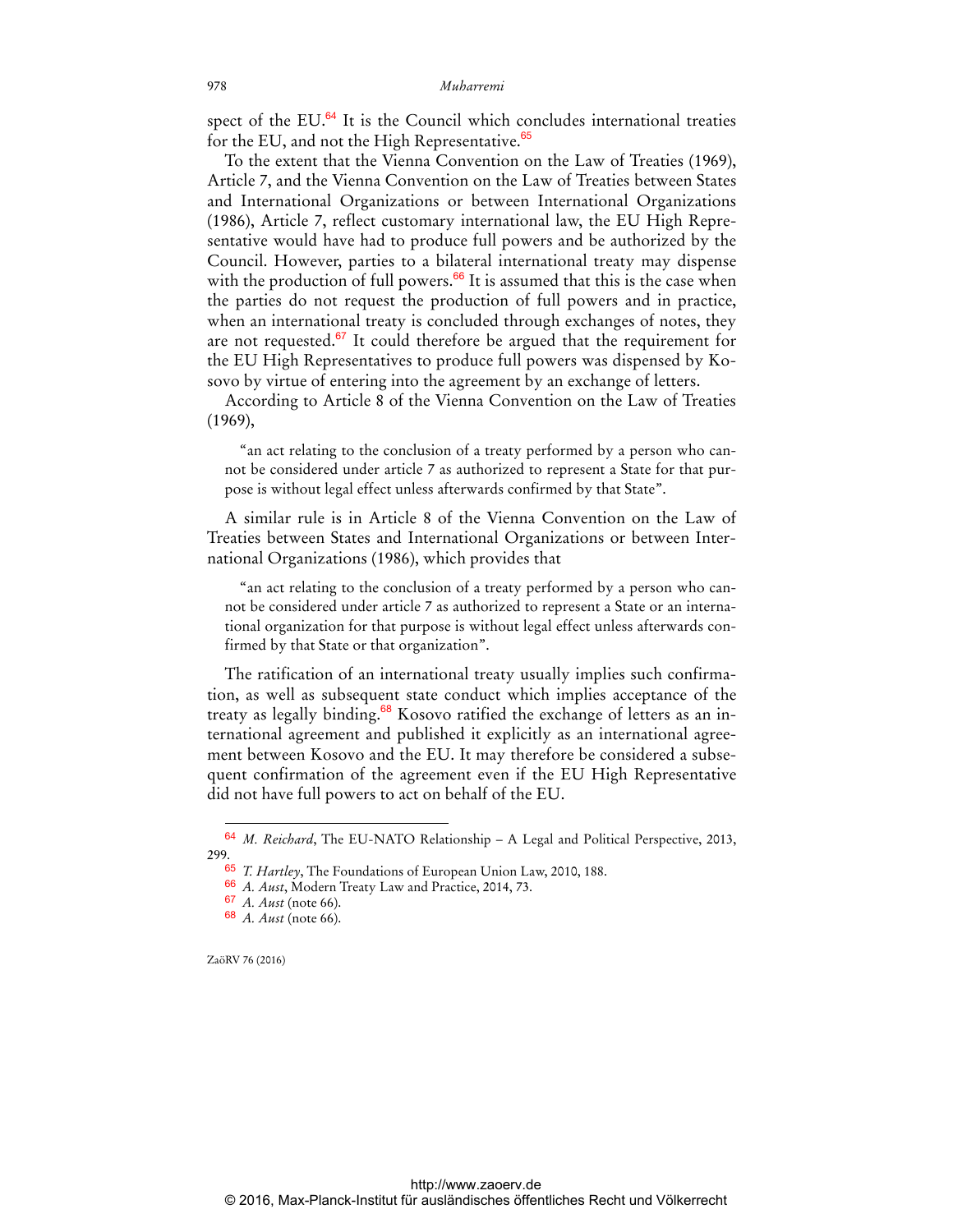spect of the EU.[64] It is the Council which concludes international treaties for the EU, and not the High Representative.[65]

To the extent that the Vienna Convention on the Law of Treaties (1969), Article 7, and the Vienna Convention on the Law of Treaties between States and International Organizations or between International Organizations (1986), Article 7, reflect customary international law, the EU High Representative would have had to produce full powers and be authorized by the Council. However, parties to a bilateral international treaty may dispense with the production of full powers.[66] It is assumed that this is the case when the parties do not request the production of full powers and in practice, when an international treaty is concluded through exchanges of notes, they are not requested.[67] It could therefore be argued that the requirement for the EU High Representatives to produce full powers was dispensed by Kosovo by virtue of entering into the agreement by an exchange of letters.

According to Article 8 of the Vienna Convention on the Law of Treaties (1969),

> "an act relating to the conclusion of a treaty performed by a person who cannot be considered under article 7 as authorized to represent a State for that purpose is without legal effect unless afterwards confirmed by that State".

A similar rule is in Article 8 of the Vienna Convention on the Law of Treaties between States and International Organizations or between International Organizations (1986), which provides that

> "an act relating to the conclusion of a treaty performed by a person who cannot be considered under article 7 as authorized to represent a State or an international organization for that purpose is without legal effect unless afterwards confirmed by that State or that organization".

The ratification of an international treaty usually implies such confirmation, as well as subsequent state conduct which implies acceptance of the treaty as legally binding.[68] Kosovo ratified the exchange of letters as an international agreement and published it explicitly as an international agreement between Kosovo and the EU. It may therefore be considered a subsequent confirmation of the agreement even if the EU High Representative did not have full powers to act on behalf of the EU.

---

[64] *M. Reichard*, The EU-NATO Relationship – A Legal and Political Perspective, 2013, 299.

[65] *T. Hartley*, The Foundations of European Union Law, 2010, 188.

[66] *A. Aust*, Modern Treaty Law and Practice, 2014, 73.

[67] *A. Aust* (note 66).

[68] *A. Aust* (note 66).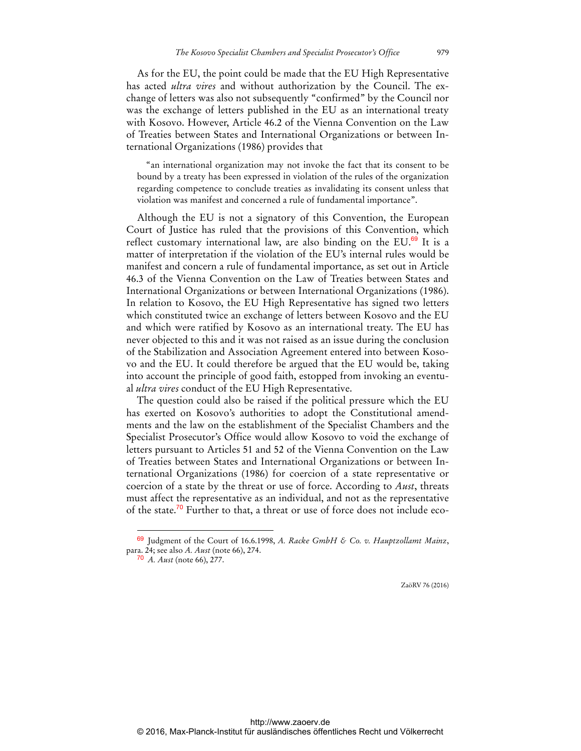As for the EU, the point could be made that the EU High Representative has acted *ultra vires* and without authorization by the Council. The exchange of letters was also not subsequently "confirmed" by the Council nor was the exchange of letters published in the EU as an international treaty with Kosovo. However, Article 46.2 of the Vienna Convention on the Law of Treaties between States and International Organizations or between International Organizations (1986) provides that

> "an international organization may not invoke the fact that its consent to be bound by a treaty has been expressed in violation of the rules of the organization regarding competence to conclude treaties as invalidating its consent unless that violation was manifest and concerned a rule of fundamental importance".

Although the EU is not a signatory of this Convention, the European Court of Justice has ruled that the provisions of this Convention, which reflect customary international law, are also binding on the EU.[69] It is a matter of interpretation if the violation of the EU's internal rules would be manifest and concern a rule of fundamental importance, as set out in Article 46.3 of the Vienna Convention on the Law of Treaties between States and International Organizations or between International Organizations (1986). In relation to Kosovo, the EU High Representative has signed two letters which constituted twice an exchange of letters between Kosovo and the EU and which were ratified by Kosovo as an international treaty. The EU has never objected to this and it was not raised as an issue during the conclusion of the Stabilization and Association Agreement entered into between Kosovo and the EU. It could therefore be argued that the EU would be, taking into account the principle of good faith, estopped from invoking an eventual *ultra vires* conduct of the EU High Representative.

The question could also be raised if the political pressure which the EU has exerted on Kosovo's authorities to adopt the Constitutional amendments and the law on the establishment of the Specialist Chambers and the Specialist Prosecutor's Office would allow Kosovo to void the exchange of letters pursuant to Articles 51 and 52 of the Vienna Convention on the Law of Treaties between States and International Organizations or between International Organizations (1986) for coercion of a state representative or coercion of a state by the threat or use of force. According to *Aust*, threats must affect the representative as an individual, and not as the representative of the state.[70] Further to that, a threat or use of force does not include eco-

---

[69] Judgment of the Court of 16.6.1998, *A. Racke GmbH & Co. v. Hauptzollamt Mainz*, para. 24; see also *A. Aust* (note 66), 274.

[70] *A. Aust* (note 66), 277.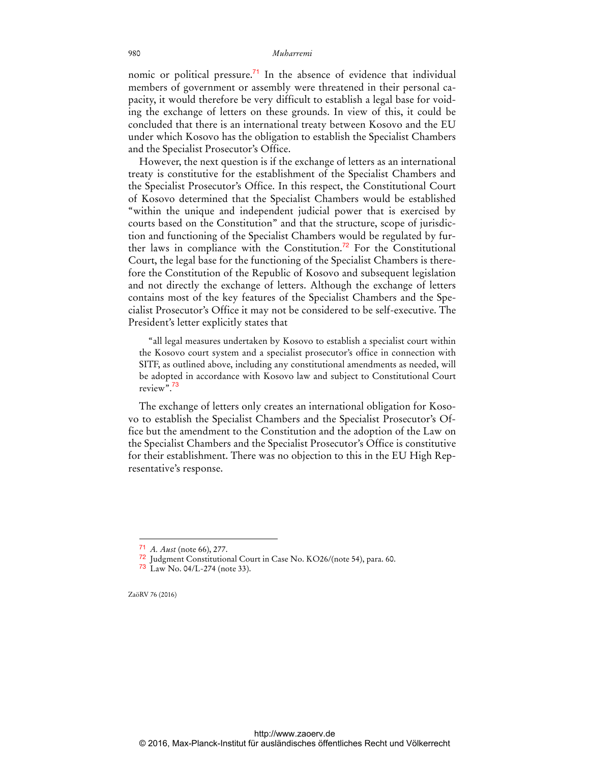nomic or political pressure.[71] In the absence of evidence that individual members of government or assembly were threatened in their personal capacity, it would therefore be very difficult to establish a legal base for voiding the exchange of letters on these grounds. In view of this, it could be concluded that there is an international treaty between Kosovo and the EU under which Kosovo has the obligation to establish the Specialist Chambers and the Specialist Prosecutor's Office.

However, the next question is if the exchange of letters as an international treaty is constitutive for the establishment of the Specialist Chambers and the Specialist Prosecutor's Office. In this respect, the Constitutional Court of Kosovo determined that the Specialist Chambers would be established "within the unique and independent judicial power that is exercised by courts based on the Constitution" and that the structure, scope of jurisdiction and functioning of the Specialist Chambers would be regulated by further laws in compliance with the Constitution.[72] For the Constitutional Court, the legal base for the functioning of the Specialist Chambers is therefore the Constitution of the Republic of Kosovo and subsequent legislation and not directly the exchange of letters. Although the exchange of letters contains most of the key features of the Specialist Chambers and the Specialist Prosecutor's Office it may not be considered to be self-executive. The President's letter explicitly states that

> "all legal measures undertaken by Kosovo to establish a specialist court within the Kosovo court system and a specialist prosecutor's office in connection with SITF, as outlined above, including any constitutional amendments as needed, will be adopted in accordance with Kosovo law and subject to Constitutional Court review".[73]

The exchange of letters only creates an international obligation for Kosovo to establish the Specialist Chambers and the Specialist Prosecutor's Office but the amendment to the Constitution and the adoption of the Law on the Specialist Chambers and the Specialist Prosecutor's Office is constitutive for their establishment. There was no objection to this in the EU High Representative's response.

---

[71] *A. Aust* (note 66), 277.

[72] Judgment Constitutional Court in Case No. KO26/(note 54), para. 60.

[73] Law No. 04/L-274 (note 33).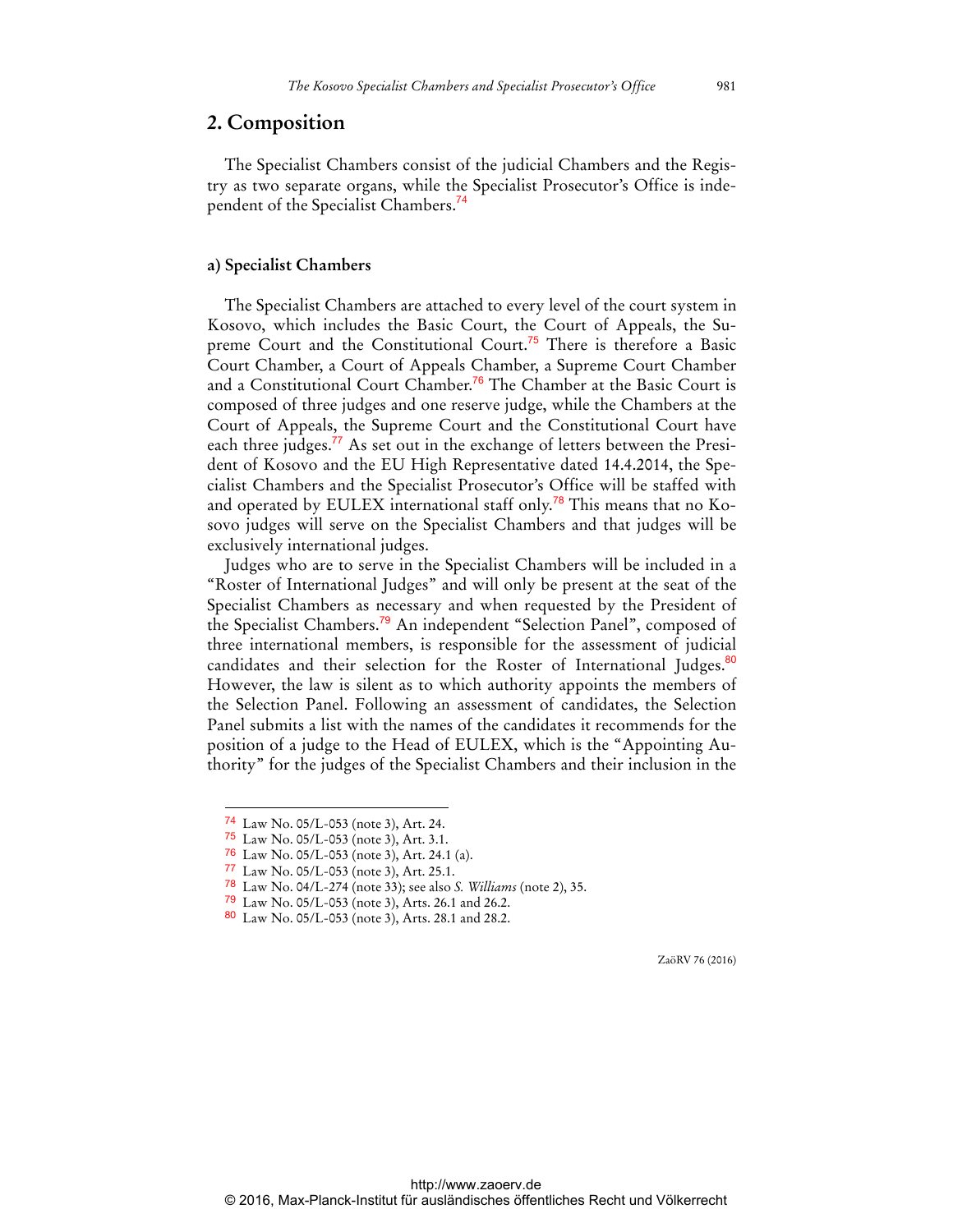## 2. Composition

The Specialist Chambers consist of the judicial Chambers and the Registry as two separate organs, while the Specialist Prosecutor's Office is independent of the Specialist Chambers.[74]

### a) Specialist Chambers

The Specialist Chambers are attached to every level of the court system in Kosovo, which includes the Basic Court, the Court of Appeals, the Supreme Court and the Constitutional Court.[75] There is therefore a Basic Court Chamber, a Court of Appeals Chamber, a Supreme Court Chamber and a Constitutional Court Chamber.[76] The Chamber at the Basic Court is composed of three judges and one reserve judge, while the Chambers at the Court of Appeals, the Supreme Court and the Constitutional Court have each three judges.[77] As set out in the exchange of letters between the President of Kosovo and the EU High Representative dated 14.4.2014, the Specialist Chambers and the Specialist Prosecutor's Office will be staffed with and operated by EULEX international staff only.[78] This means that no Kosovo judges will serve on the Specialist Chambers and that judges will be exclusively international judges.

Judges who are to serve in the Specialist Chambers will be included in a "Roster of International Judges" and will only be present at the seat of the Specialist Chambers as necessary and when requested by the President of the Specialist Chambers.[79] An independent "Selection Panel", composed of three international members, is responsible for the assessment of judicial candidates and their selection for the Roster of International Judges.[80] However, the law is silent as to which authority appoints the members of the Selection Panel. Following an assessment of candidates, the Selection Panel submits a list with the names of the candidates it recommends for the position of a judge to the Head of EULEX, which is the "Appointing Authority" for the judges of the Specialist Chambers and their inclusion in the

---

[74] Law No. 05/L-053 (note 3), Art. 24.

[75] Law No. 05/L-053 (note 3), Art. 3.1.

[76] Law No. 05/L-053 (note 3), Art. 24.1 (a).

[77] Law No. 05/L-053 (note 3), Art. 25.1.

[78] Law No. 04/L-274 (note 33); see also *S. Williams* (note 2), 35.

[79] Law No. 05/L-053 (note 3), Arts. 26.1 and 26.2.

[80] Law No. 05/L-053 (note 3), Arts. 28.1 and 28.2.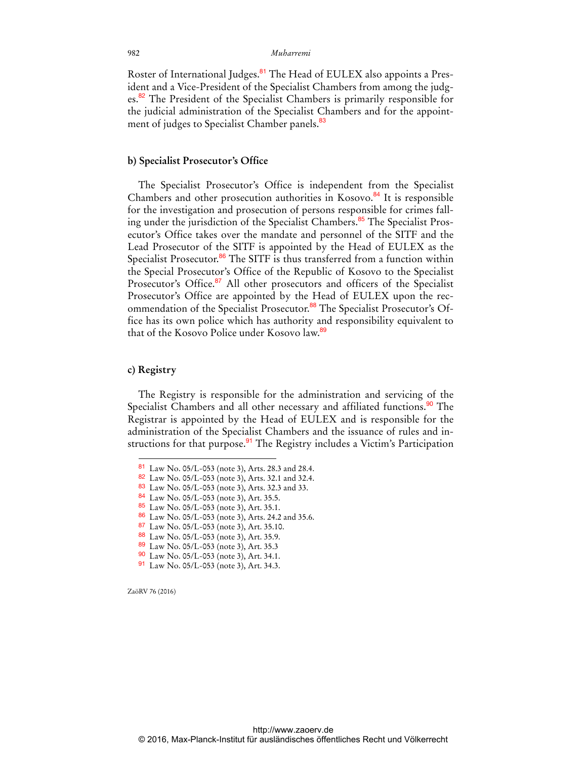Roster of International Judges.[81] The Head of EULEX also appoints a President and a Vice-President of the Specialist Chambers from among the judges.[82] The President of the Specialist Chambers is primarily responsible for the judicial administration of the Specialist Chambers and for the appointment of judges to Specialist Chamber panels.[83]

### b) Specialist Prosecutor's Office

The Specialist Prosecutor's Office is independent from the Specialist Chambers and other prosecution authorities in Kosovo.[84] It is responsible for the investigation and prosecution of persons responsible for crimes falling under the jurisdiction of the Specialist Chambers.[85] The Specialist Prosecutor's Office takes over the mandate and personnel of the SITF and the Lead Prosecutor of the SITF is appointed by the Head of EULEX as the Specialist Prosecutor.[86] The SITF is thus transferred from a function within the Special Prosecutor's Office of the Republic of Kosovo to the Specialist Prosecutor's Office.[87] All other prosecutors and officers of the Specialist Prosecutor's Office are appointed by the Head of EULEX upon the recommendation of the Specialist Prosecutor.[88] The Specialist Prosecutor's Office has its own police which has authority and responsibility equivalent to that of the Kosovo Police under Kosovo law.[89]

### c) Registry

The Registry is responsible for the administration and servicing of the Specialist Chambers and all other necessary and affiliated functions.[90] The Registrar is appointed by the Head of EULEX and is responsible for the administration of the Specialist Chambers and the issuance of rules and instructions for that purpose.[91] The Registry includes a Victim's Participation

---

[81] Law No. 05/L-053 (note 3), Arts. 28.3 and 28.4.

[82] Law No. 05/L-053 (note 3), Arts. 32.1 and 32.4.

[83] Law No. 05/L-053 (note 3), Arts. 32.3 and 33.

[84] Law No. 05/L-053 (note 3), Art. 35.5.

[85] Law No. 05/L-053 (note 3), Art. 35.1.

[86] Law No. 05/L-053 (note 3), Arts. 24.2 and 35.6.

[87] Law No. 05/L-053 (note 3), Art. 35.10.

[88] Law No. 05/L-053 (note 3), Art. 35.9.

[89] Law No. 05/L-053 (note 3), Art. 35.3

[90] Law No. 05/L-053 (note 3), Art. 34.1.

[91] Law No. 05/L-053 (note 3), Art. 34.3.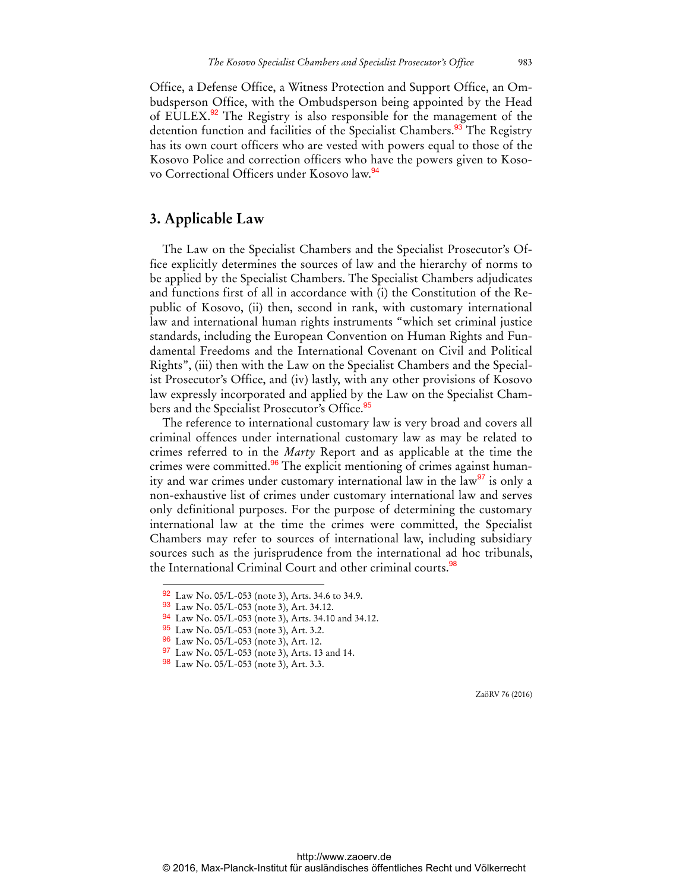Office, a Defense Office, a Witness Protection and Support Office, an Ombudsperson Office, with the Ombudsperson being appointed by the Head of EULEX.[92] The Registry is also responsible for the management of the detention function and facilities of the Specialist Chambers.[93] The Registry has its own court officers who are vested with powers equal to those of the Kosovo Police and correction officers who have the powers given to Kosovo Correctional Officers under Kosovo law.[94]

## 3. Applicable Law

The Law on the Specialist Chambers and the Specialist Prosecutor's Office explicitly determines the sources of law and the hierarchy of norms to be applied by the Specialist Chambers. The Specialist Chambers adjudicates and functions first of all in accordance with (i) the Constitution of the Republic of Kosovo, (ii) then, second in rank, with customary international law and international human rights instruments "which set criminal justice standards, including the European Convention on Human Rights and Fundamental Freedoms and the International Covenant on Civil and Political Rights", (iii) then with the Law on the Specialist Chambers and the Specialist Prosecutor's Office, and (iv) lastly, with any other provisions of Kosovo law expressly incorporated and applied by the Law on the Specialist Chambers and the Specialist Prosecutor's Office.[95]

The reference to international customary law is very broad and covers all criminal offences under international customary law as may be related to crimes referred to in the *Marty* Report and as applicable at the time the crimes were committed.[96] The explicit mentioning of crimes against humanity and war crimes under customary international law in the law[97] is only a non-exhaustive list of crimes under customary international law and serves only definitional purposes. For the purpose of determining the customary international law at the time the crimes were committed, the Specialist Chambers may refer to sources of international law, including subsidiary sources such as the jurisprudence from the international ad hoc tribunals, the International Criminal Court and other criminal courts.[98]

---

[92] Law No. 05/L-053 (note 3), Arts. 34.6 to 34.9.

[93] Law No. 05/L-053 (note 3), Art. 34.12.

[94] Law No. 05/L-053 (note 3), Arts. 34.10 and 34.12.

[95] Law No. 05/L-053 (note 3), Art. 3.2.

[96] Law No. 05/L-053 (note 3), Art. 12.

[97] Law No. 05/L-053 (note 3), Arts. 13 and 14.

[98] Law No. 05/L-053 (note 3), Art. 3.3.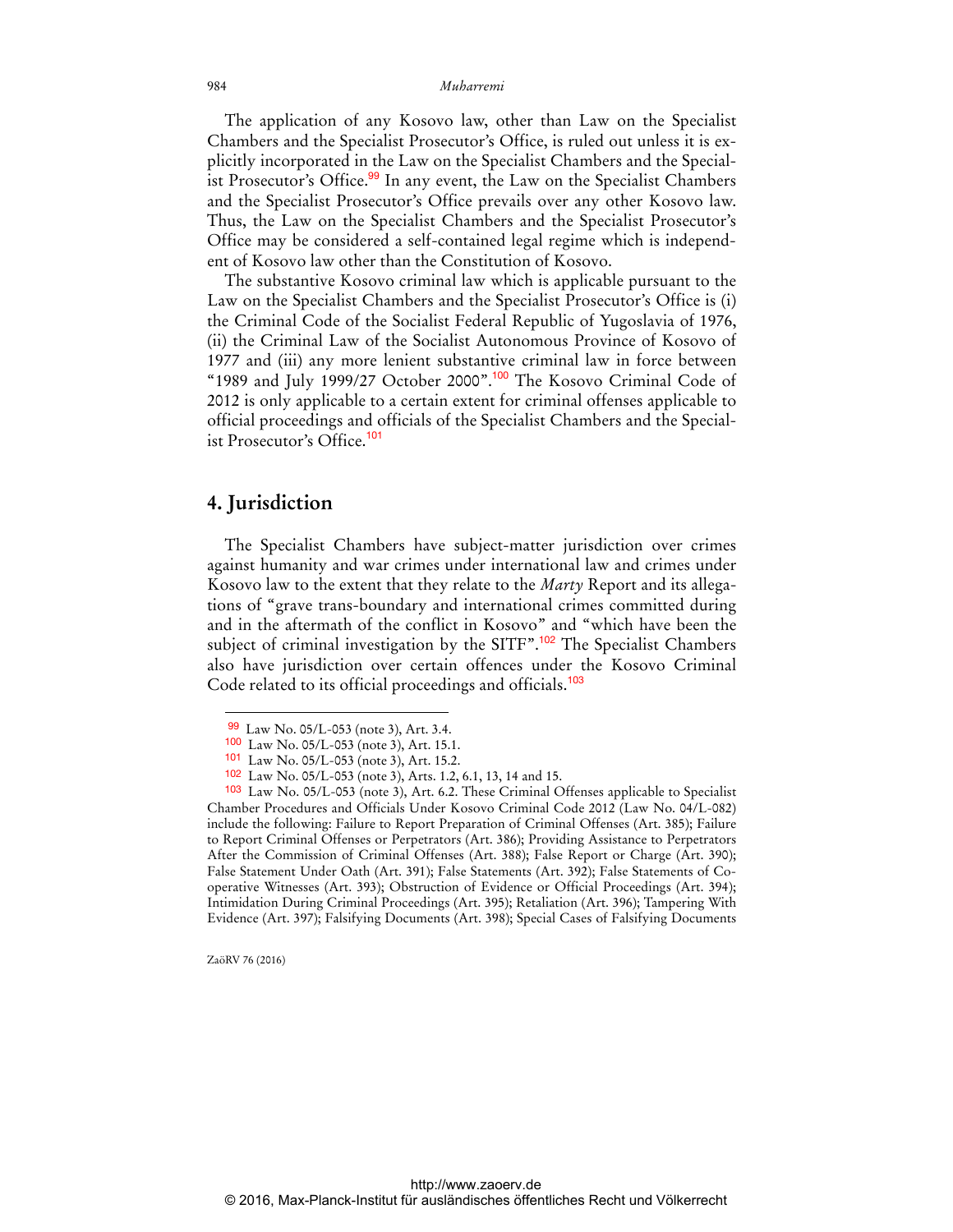The application of any Kosovo law, other than Law on the Specialist Chambers and the Specialist Prosecutor's Office, is ruled out unless it is explicitly incorporated in the Law on the Specialist Chambers and the Specialist Prosecutor's Office.[99] In any event, the Law on the Specialist Chambers and the Specialist Prosecutor's Office prevails over any other Kosovo law. Thus, the Law on the Specialist Chambers and the Specialist Prosecutor's Office may be considered a self-contained legal regime which is independent of Kosovo law other than the Constitution of Kosovo.

The substantive Kosovo criminal law which is applicable pursuant to the Law on the Specialist Chambers and the Specialist Prosecutor's Office is (i) the Criminal Code of the Socialist Federal Republic of Yugoslavia of 1976, (ii) the Criminal Law of the Socialist Autonomous Province of Kosovo of 1977 and (iii) any more lenient substantive criminal law in force between "1989 and July 1999/27 October 2000".[100] The Kosovo Criminal Code of 2012 is only applicable to a certain extent for criminal offenses applicable to official proceedings and officials of the Specialist Chambers and the Specialist Prosecutor's Office.[101]

## 4. Jurisdiction

The Specialist Chambers have subject-matter jurisdiction over crimes against humanity and war crimes under international law and crimes under Kosovo law to the extent that they relate to the *Marty* Report and its allegations of "grave trans-boundary and international crimes committed during and in the aftermath of the conflict in Kosovo" and "which have been the subject of criminal investigation by the SITF".[102] The Specialist Chambers also have jurisdiction over certain offences under the Kosovo Criminal Code related to its official proceedings and officials.[103]

---

[99] Law No. 05/L-053 (note 3), Art. 3.4.

[100] Law No. 05/L-053 (note 3), Art. 15.1.

[101] Law No. 05/L-053 (note 3), Art. 15.2.

[102] Law No. 05/L-053 (note 3), Arts. 1.2, 6.1, 13, 14 and 15.

[103] Law No. 05/L-053 (note 3), Art. 6.2. These Criminal Offenses applicable to Specialist Chamber Procedures and Officials Under Kosovo Criminal Code 2012 (Law No. 04/L-082) include the following: Failure to Report Preparation of Criminal Offenses (Art. 385); Failure to Report Criminal Offenses or Perpetrators (Art. 386); Providing Assistance to Perpetrators After the Commission of Criminal Offenses (Art. 388); False Report or Charge (Art. 390); False Statement Under Oath (Art. 391); False Statements (Art. 392); False Statements of Cooperative Witnesses (Art. 393); Obstruction of Evidence or Official Proceedings (Art. 394); Intimidation During Criminal Proceedings (Art. 395); Retaliation (Art. 396); Tampering With Evidence (Art. 397); Falsifying Documents (Art. 398); Special Cases of Falsifying Documents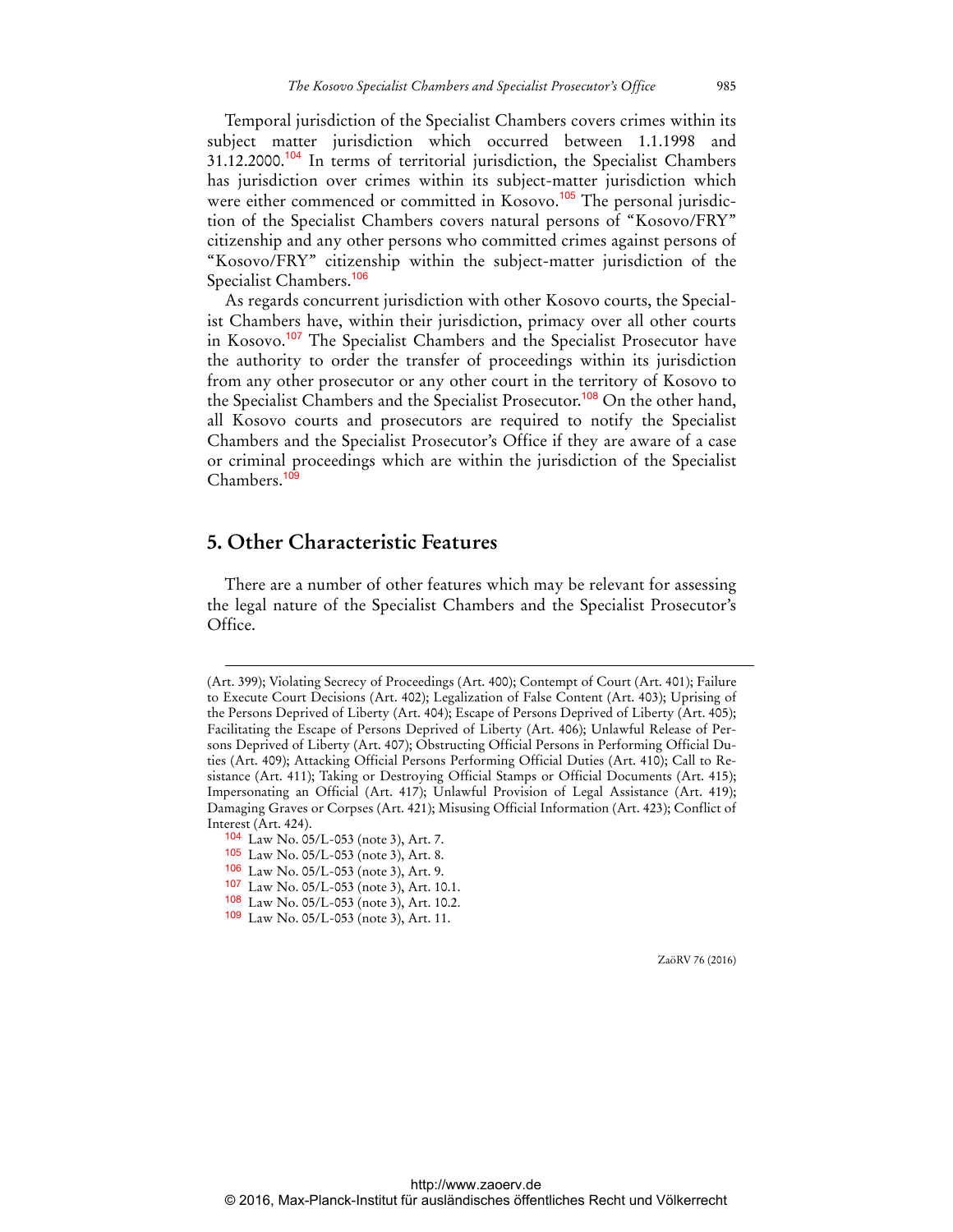Temporal jurisdiction of the Specialist Chambers covers crimes within its subject matter jurisdiction which occurred between 1.1.1998 and 31.12.2000.[104] In terms of territorial jurisdiction, the Specialist Chambers has jurisdiction over crimes within its subject-matter jurisdiction which were either commenced or committed in Kosovo.[105] The personal jurisdiction of the Specialist Chambers covers natural persons of "Kosovo/FRY" citizenship and any other persons who committed crimes against persons of "Kosovo/FRY" citizenship within the subject-matter jurisdiction of the Specialist Chambers.[106]

As regards concurrent jurisdiction with other Kosovo courts, the Specialist Chambers have, within their jurisdiction, primacy over all other courts in Kosovo.[107] The Specialist Chambers and the Specialist Prosecutor have the authority to order the transfer of proceedings within its jurisdiction from any other prosecutor or any other court in the territory of Kosovo to the Specialist Chambers and the Specialist Prosecutor.[108] On the other hand, all Kosovo courts and prosecutors are required to notify the Specialist Chambers and the Specialist Prosecutor's Office if they are aware of a case or criminal proceedings which are within the jurisdiction of the Specialist Chambers.[109]

## 5. Other Characteristic Features

There are a number of other features which may be relevant for assessing the legal nature of the Specialist Chambers and the Specialist Prosecutor's Office.

---

(Art. 399); Violating Secrecy of Proceedings (Art. 400); Contempt of Court (Art. 401); Failure to Execute Court Decisions (Art. 402); Legalization of False Content (Art. 403); Uprising of the Persons Deprived of Liberty (Art. 404); Escape of Persons Deprived of Liberty (Art. 405); Facilitating the Escape of Persons Deprived of Liberty (Art. 406); Unlawful Release of Persons Deprived of Liberty (Art. 407); Obstructing Official Persons in Performing Official Duties (Art. 409); Attacking Official Persons Performing Official Duties (Art. 410); Call to Resistance (Art. 411); Taking or Destroying Official Stamps or Official Documents (Art. 415); Impersonating an Official (Art. 417); Unlawful Provision of Legal Assistance (Art. 419); Damaging Graves or Corpses (Art. 421); Misusing Official Information (Art. 423); Conflict of Interest (Art. 424).

[104] Law No. 05/L-053 (note 3), Art. 7.

[105] Law No. 05/L-053 (note 3), Art. 8.

[106] Law No. 05/L-053 (note 3), Art. 9.

[107] Law No. 05/L-053 (note 3), Art. 10.1.

[108] Law No. 05/L-053 (note 3), Art. 10.2.

[109] Law No. 05/L-053 (note 3), Art. 11.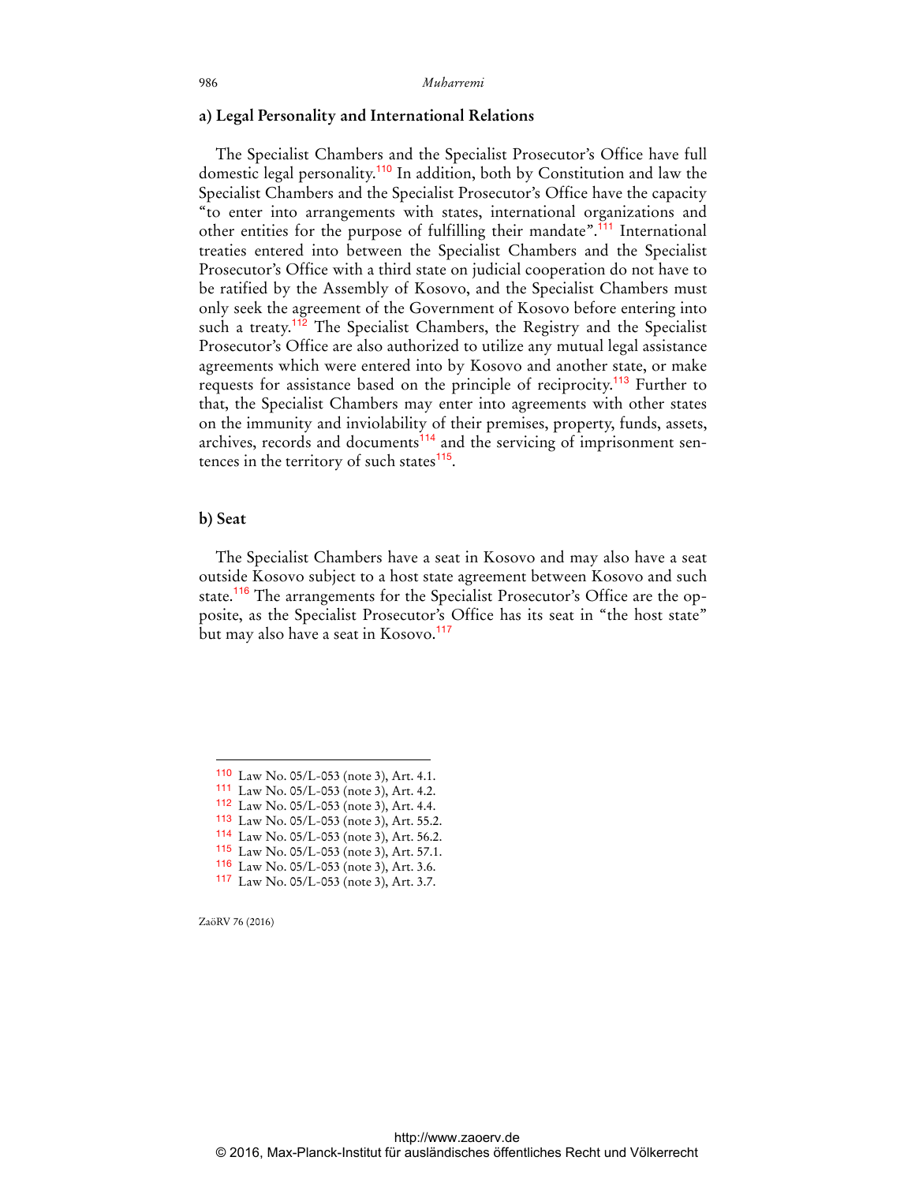### a) Legal Personality and International Relations

The Specialist Chambers and the Specialist Prosecutor's Office have full domestic legal personality.[110] In addition, both by Constitution and law the Specialist Chambers and the Specialist Prosecutor's Office have the capacity "to enter into arrangements with states, international organizations and other entities for the purpose of fulfilling their mandate".[111] International treaties entered into between the Specialist Chambers and the Specialist Prosecutor's Office with a third state on judicial cooperation do not have to be ratified by the Assembly of Kosovo, and the Specialist Chambers must only seek the agreement of the Government of Kosovo before entering into such a treaty.[112] The Specialist Chambers, the Registry and the Specialist Prosecutor's Office are also authorized to utilize any mutual legal assistance agreements which were entered into by Kosovo and another state, or make requests for assistance based on the principle of reciprocity.[113] Further to that, the Specialist Chambers may enter into agreements with other states on the immunity and inviolability of their premises, property, funds, assets, archives, records and documents[114] and the servicing of imprisonment sentences in the territory of such states[115].

### b) Seat

The Specialist Chambers have a seat in Kosovo and may also have a seat outside Kosovo subject to a host state agreement between Kosovo and such state.[116] The arrangements for the Specialist Prosecutor's Office are the opposite, as the Specialist Prosecutor's Office has its seat in "the host state" but may also have a seat in Kosovo.[117]

---

[110] Law No. 05/L-053 (note 3), Art. 4.1.
[111] Law No. 05/L-053 (note 3), Art. 4.2.
[112] Law No. 05/L-053 (note 3), Art. 4.4.
[113] Law No. 05/L-053 (note 3), Art. 55.2.
[114] Law No. 05/L-053 (note 3), Art. 56.2.
[115] Law No. 05/L-053 (note 3), Art. 57.1.
[116] Law No. 05/L-053 (note 3), Art. 3.6.
[117] Law No. 05/L-053 (note 3), Art. 3.7.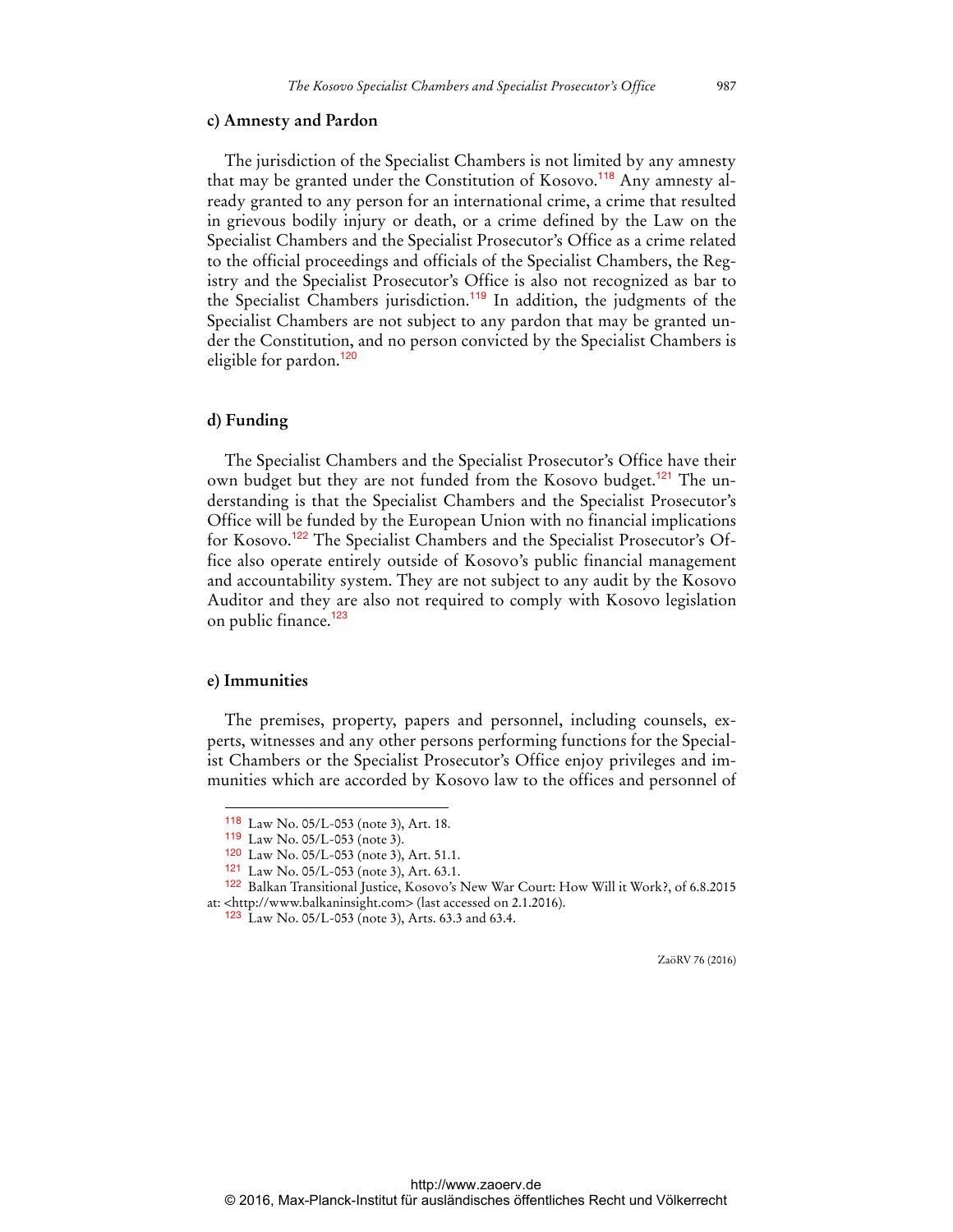#### c) Amnesty and Pardon

The jurisdiction of the Specialist Chambers is not limited by any amnesty that may be granted under the Constitution of Kosovo.[118] Any amnesty already granted to any person for an international crime, a crime that resulted in grievous bodily injury or death, or a crime defined by the Law on the Specialist Chambers and the Specialist Prosecutor's Office as a crime related to the official proceedings and officials of the Specialist Chambers, the Registry and the Specialist Prosecutor's Office is also not recognized as bar to the Specialist Chambers jurisdiction.[119] In addition, the judgments of the Specialist Chambers are not subject to any pardon that may be granted under the Constitution, and no person convicted by the Specialist Chambers is eligible for pardon.[120]

#### d) Funding

The Specialist Chambers and the Specialist Prosecutor's Office have their own budget but they are not funded from the Kosovo budget.[121] The understanding is that the Specialist Chambers and the Specialist Prosecutor's Office will be funded by the European Union with no financial implications for Kosovo.[122] The Specialist Chambers and the Specialist Prosecutor's Office also operate entirely outside of Kosovo's public financial management and accountability system. They are not subject to any audit by the Kosovo Auditor and they are also not required to comply with Kosovo legislation on public finance.[123]

#### e) Immunities

The premises, property, papers and personnel, including counsels, experts, witnesses and any other persons performing functions for the Specialist Chambers or the Specialist Prosecutor's Office enjoy privileges and immunities which are accorded by Kosovo law to the offices and personnel of

---

[118] Law No. 05/L-053 (note 3), Art. 18.

[119] Law No. 05/L-053 (note 3).

[120] Law No. 05/L-053 (note 3), Art. 51.1.

[121] Law No. 05/L-053 (note 3), Art. 63.1.

[122] Balkan Transitional Justice, Kosovo's New War Court: How Will it Work?, of 6.8.2015 at: <http://www.balkaninsight.com> (last accessed on 2.1.2016).

[123] Law No. 05/L-053 (note 3), Arts. 63.3 and 63.4.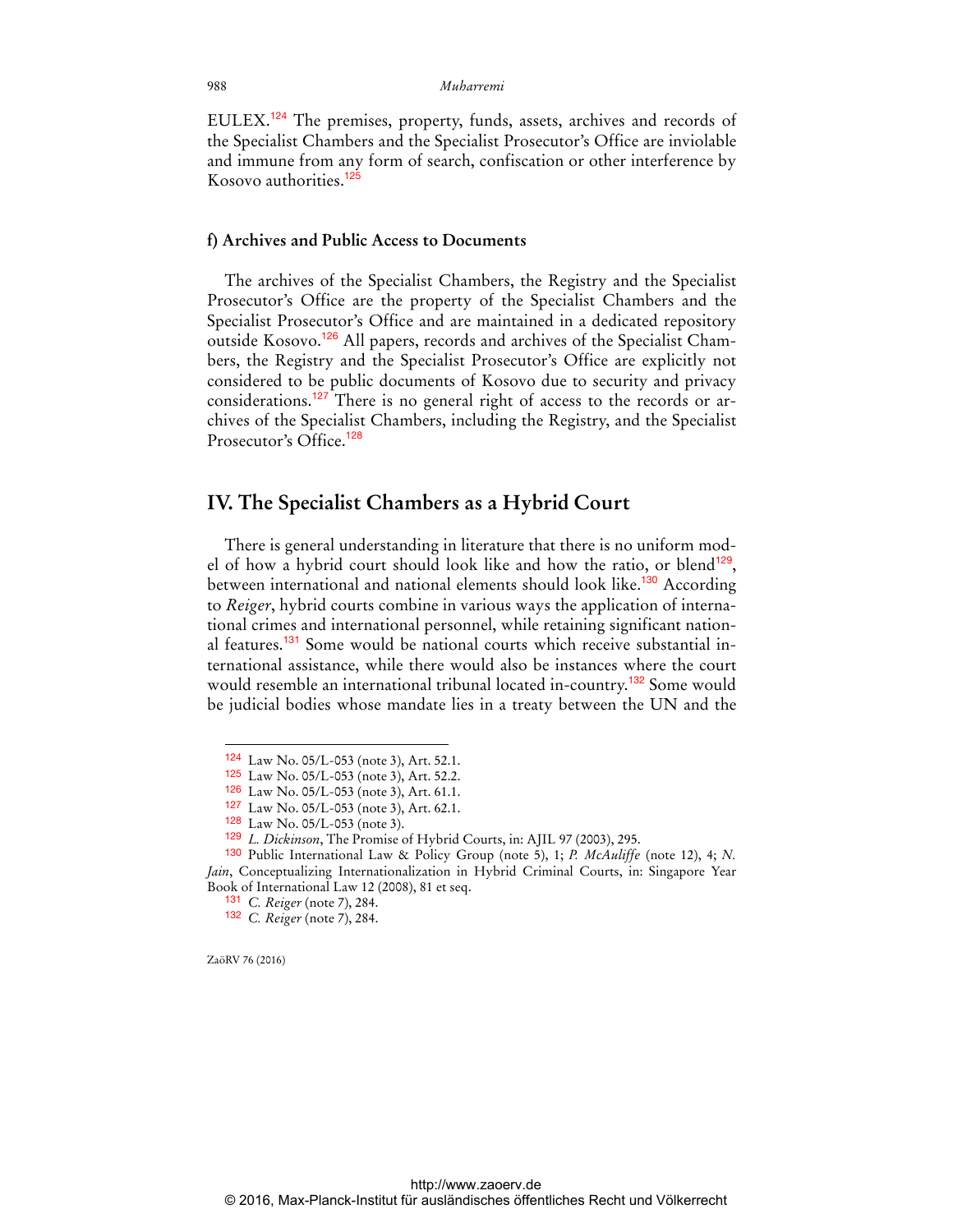EULEX.[124] The premises, property, funds, assets, archives and records of the Specialist Chambers and the Specialist Prosecutor's Office are inviolable and immune from any form of search, confiscation or other interference by Kosovo authorities.[125]

#### f) Archives and Public Access to Documents

The archives of the Specialist Chambers, the Registry and the Specialist Prosecutor's Office are the property of the Specialist Chambers and the Specialist Prosecutor's Office and are maintained in a dedicated repository outside Kosovo.[126] All papers, records and archives of the Specialist Chambers, the Registry and the Specialist Prosecutor's Office are explicitly not considered to be public documents of Kosovo due to security and privacy considerations.[127] There is no general right of access to the records or archives of the Specialist Chambers, including the Registry, and the Specialist Prosecutor's Office.[128]

## IV. The Specialist Chambers as a Hybrid Court

There is general understanding in literature that there is no uniform model of how a hybrid court should look like and how the ratio, or blend[129], between international and national elements should look like.[130] According to *Reiger*, hybrid courts combine in various ways the application of international crimes and international personnel, while retaining significant national features.[131] Some would be national courts which receive substantial international assistance, while there would also be instances where the court would resemble an international tribunal located in-country.[132] Some would be judicial bodies whose mandate lies in a treaty between the UN and the

---

[124] Law No. 05/L-053 (note 3), Art. 52.1.

[125] Law No. 05/L-053 (note 3), Art. 52.2.

[126] Law No. 05/L-053 (note 3), Art. 61.1.

[127] Law No. 05/L-053 (note 3), Art. 62.1.

[128] Law No. 05/L-053 (note 3).

[129] *L. Dickinson*, The Promise of Hybrid Courts, in: AJIL 97 (2003), 295.

[130] Public International Law & Policy Group (note 5), 1; *P. McAuliffe* (note 12), 4; *N. Jain*, Conceptualizing Internationalization in Hybrid Criminal Courts, in: Singapore Year Book of International Law 12 (2008), 81 et seq.

[131] *C. Reiger* (note 7), 284.

[132] *C. Reiger* (note 7), 284.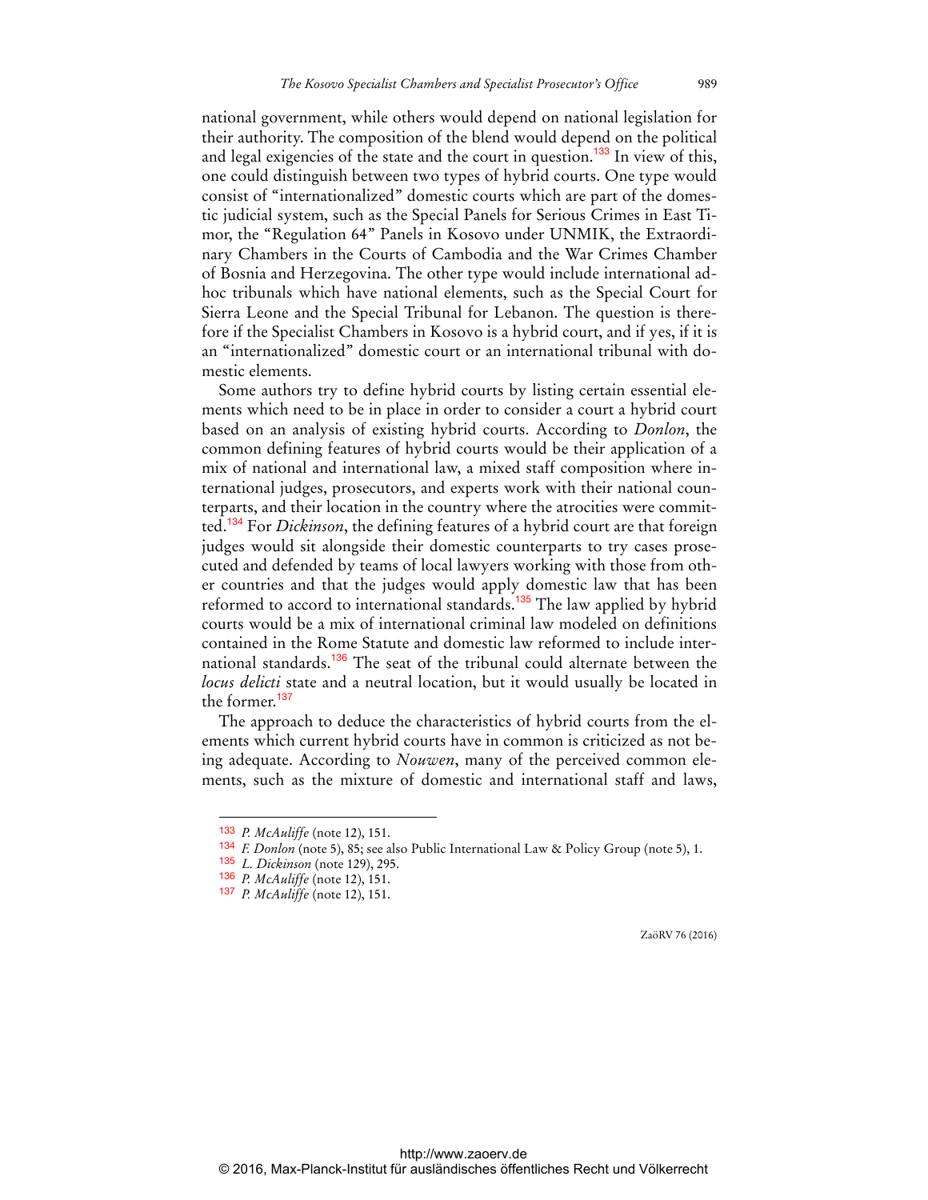national government, while others would depend on national legislation for their authority. The composition of the blend would depend on the political and legal exigencies of the state and the court in question.[133] In view of this, one could distinguish between two types of hybrid courts. One type would consist of "internationalized" domestic courts which are part of the domestic judicial system, such as the Special Panels for Serious Crimes in East Timor, the "Regulation 64" Panels in Kosovo under UNMIK, the Extraordinary Chambers in the Courts of Cambodia and the War Crimes Chamber of Bosnia and Herzegovina. The other type would include international ad-hoc tribunals which have national elements, such as the Special Court for Sierra Leone and the Special Tribunal for Lebanon. The question is therefore if the Specialist Chambers in Kosovo is a hybrid court, and if yes, if it is an "internationalized" domestic court or an international tribunal with domestic elements.

Some authors try to define hybrid courts by listing certain essential elements which need to be in place in order to consider a court a hybrid court based on an analysis of existing hybrid courts. According to *Donlon*, the common defining features of hybrid courts would be their application of a mix of national and international law, a mixed staff composition where international judges, prosecutors, and experts work with their national counterparts, and their location in the country where the atrocities were committed.[134] For *Dickinson*, the defining features of a hybrid court are that foreign judges would sit alongside their domestic counterparts to try cases prosecuted and defended by teams of local lawyers working with those from other countries and that the judges would apply domestic law that has been reformed to accord to international standards.[135] The law applied by hybrid courts would be a mix of international criminal law modeled on definitions contained in the Rome Statute and domestic law reformed to include international standards.[136] The seat of the tribunal could alternate between the *locus delicti* state and a neutral location, but it would usually be located in the former.[137]

The approach to deduce the characteristics of hybrid courts from the elements which current hybrid courts have in common is criticized as not being adequate. According to *Nouwen*, many of the perceived common elements, such as the mixture of domestic and international staff and laws,

---

[133] *P. McAuliffe* (note 12), 151.

[134] *F. Donlon* (note 5), 85; see also Public International Law & Policy Group (note 5), 1.

[135] *L. Dickinson* (note 129), 295.

[136] *P. McAuliffe* (note 12), 151.

[137] *P. McAuliffe* (note 12), 151.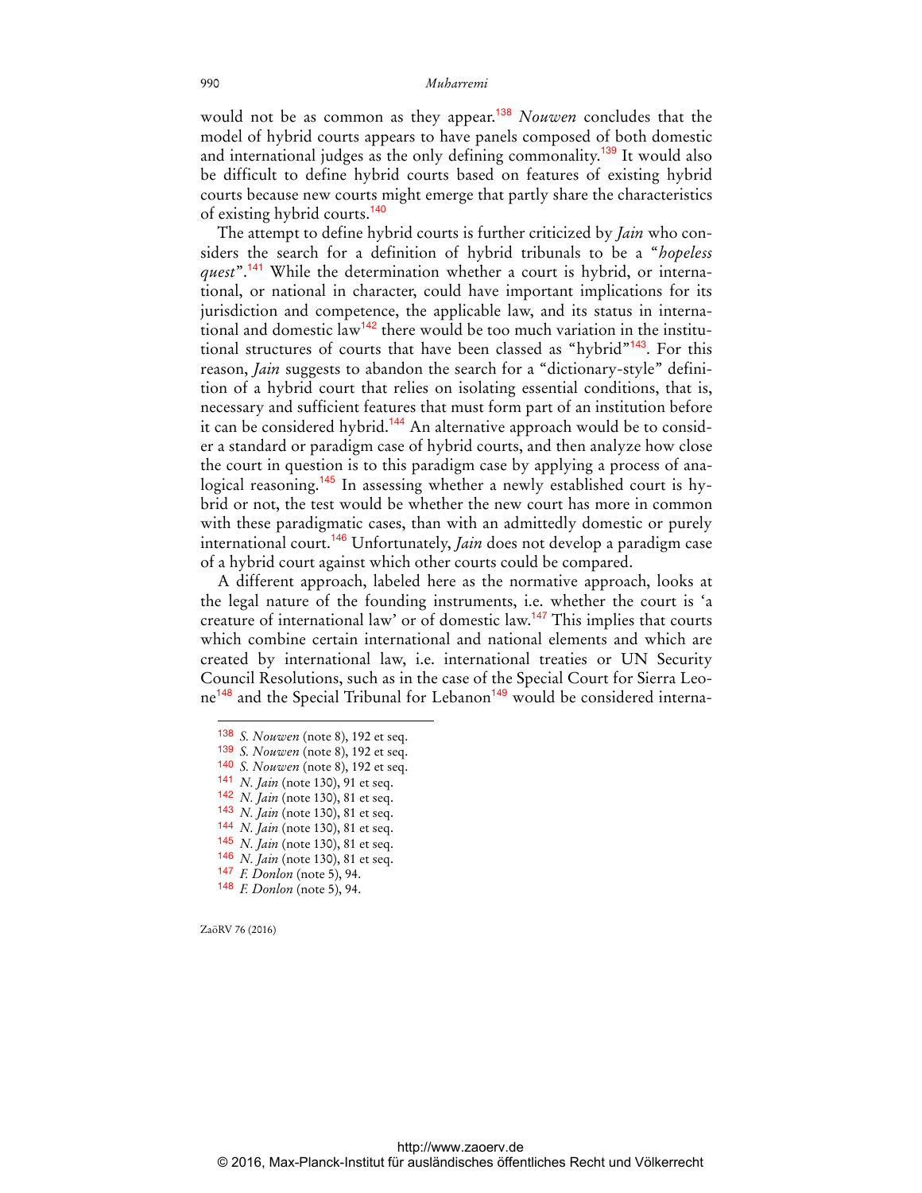would not be as common as they appear.[138] *Nouwen* concludes that the model of hybrid courts appears to have panels composed of both domestic and international judges as the only defining commonality.[139] It would also be difficult to define hybrid courts based on features of existing hybrid courts because new courts might emerge that partly share the characteristics of existing hybrid courts.[140]

The attempt to define hybrid courts is further criticized by *Jain* who considers the search for a definition of hybrid tribunals to be a "*hopeless quest*".[141] While the determination whether a court is hybrid, or international, or national in character, could have important implications for its jurisdiction and competence, the applicable law, and its status in international and domestic law[142] there would be too much variation in the institutional structures of courts that have been classed as "hybrid"[143]. For this reason, *Jain* suggests to abandon the search for a "dictionary-style" definition of a hybrid court that relies on isolating essential conditions, that is, necessary and sufficient features that must form part of an institution before it can be considered hybrid.[144] An alternative approach would be to consider a standard or paradigm case of hybrid courts, and then analyze how close the court in question is to this paradigm case by applying a process of analogical reasoning.[145] In assessing whether a newly established court is hybrid or not, the test would be whether the new court has more in common with these paradigmatic cases, than with an admittedly domestic or purely international court.[146] Unfortunately, *Jain* does not develop a paradigm case of a hybrid court against which other courts could be compared.

A different approach, labeled here as the normative approach, looks at the legal nature of the founding instruments, i.e. whether the court is 'a creature of international law' or of domestic law.[147] This implies that courts which combine certain international and national elements and which are created by international law, i.e. international treaties or UN Security Council Resolutions, such as in the case of the Special Court for Sierra Leone[148] and the Special Tribunal for Lebanon[149] would be considered interna-

---

[138] *S. Nouwen* (note 8), 192 et seq.

[139] *S. Nouwen* (note 8), 192 et seq.

[140] *S. Nouwen* (note 8), 192 et seq.

[141] *N. Jain* (note 130), 91 et seq.

[142] *N. Jain* (note 130), 81 et seq.

[143] *N. Jain* (note 130), 81 et seq.

[144] *N. Jain* (note 130), 81 et seq.

[145] *N. Jain* (note 130), 81 et seq.

[146] *N. Jain* (note 130), 81 et seq.

[147] *F. Donlon* (note 5), 94.

[148] *F. Donlon* (note 5), 94.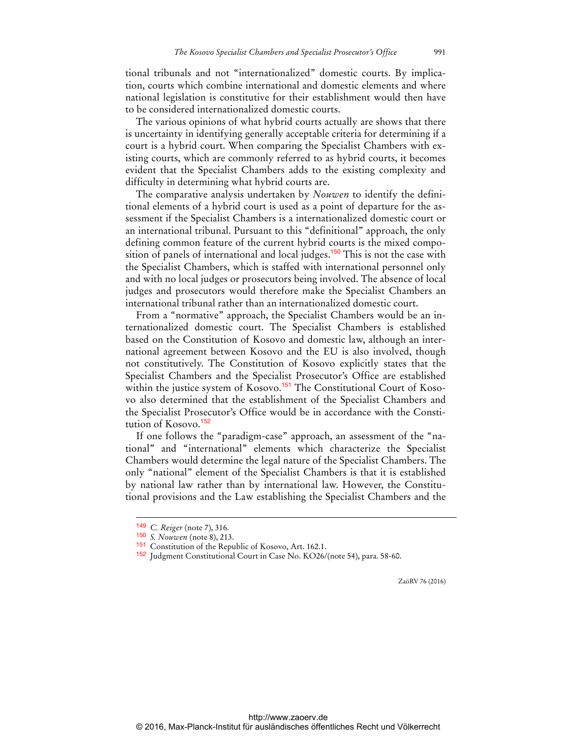tional tribunals and not "internationalized" domestic courts. By implication, courts which combine international and domestic elements and where national legislation is constitutive for their establishment would then have to be considered internationalized domestic courts.

The various opinions of what hybrid courts actually are shows that there is uncertainty in identifying generally acceptable criteria for determining if a court is a hybrid court. When comparing the Specialist Chambers with existing courts, which are commonly referred to as hybrid courts, it becomes evident that the Specialist Chambers adds to the existing complexity and difficulty in determining what hybrid courts are.

The comparative analysis undertaken by *Nouwen* to identify the definitional elements of a hybrid court is used as a point of departure for the assessment if the Specialist Chambers is a internationalized domestic court or an international tribunal. Pursuant to this "definitional" approach, the only defining common feature of the current hybrid courts is the mixed composition of panels of international and local judges.[150] This is not the case with the Specialist Chambers, which is staffed with international personnel only and with no local judges or prosecutors being involved. The absence of local judges and prosecutors would therefore make the Specialist Chambers an international tribunal rather than an internationalized domestic court.

From a "normative" approach, the Specialist Chambers would be an internationalized domestic court. The Specialist Chambers is established based on the Constitution of Kosovo and domestic law, although an international agreement between Kosovo and the EU is also involved, though not constitutively. The Constitution of Kosovo explicitly states that the Specialist Chambers and the Specialist Prosecutor's Office are established within the justice system of Kosovo.[151] The Constitutional Court of Kosovo also determined that the establishment of the Specialist Chambers and the Specialist Prosecutor's Office would be in accordance with the Constitution of Kosovo.[152]

If one follows the "paradigm-case" approach, an assessment of the "national" and "international" elements which characterize the Specialist Chambers would determine the legal nature of the Specialist Chambers. The only "national" element of the Specialist Chambers is that it is established by national law rather than by international law. However, the Constitutional provisions and the Law establishing the Specialist Chambers and the

---

[149] *C. Reiger* (note 7), 316.

[150] *S. Nouwen* (note 8), 213.

[151] Constitution of the Republic of Kosovo, Art. 162.1.

[152] Judgment Constitutional Court in Case No. KO26/(note 54), para. 58-60.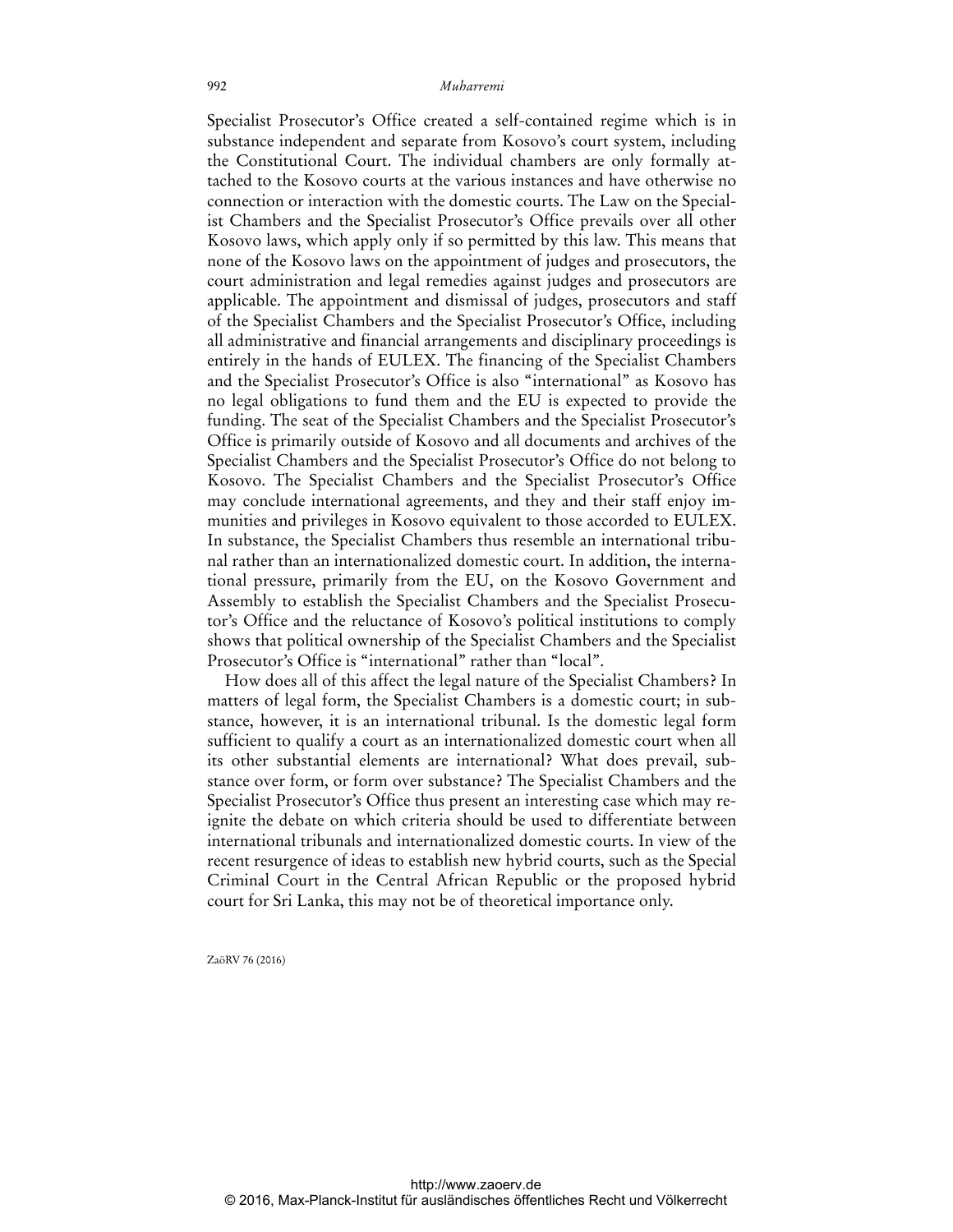Specialist Prosecutor's Office created a self-contained regime which is in substance independent and separate from Kosovo's court system, including the Constitutional Court. The individual chambers are only formally attached to the Kosovo courts at the various instances and have otherwise no connection or interaction with the domestic courts. The Law on the Specialist Chambers and the Specialist Prosecutor's Office prevails over all other Kosovo laws, which apply only if so permitted by this law. This means that none of the Kosovo laws on the appointment of judges and prosecutors, the court administration and legal remedies against judges and prosecutors are applicable. The appointment and dismissal of judges, prosecutors and staff of the Specialist Chambers and the Specialist Prosecutor's Office, including all administrative and financial arrangements and disciplinary proceedings is entirely in the hands of EULEX. The financing of the Specialist Chambers and the Specialist Prosecutor's Office is also "international" as Kosovo has no legal obligations to fund them and the EU is expected to provide the funding. The seat of the Specialist Chambers and the Specialist Prosecutor's Office is primarily outside of Kosovo and all documents and archives of the Specialist Chambers and the Specialist Prosecutor's Office do not belong to Kosovo. The Specialist Chambers and the Specialist Prosecutor's Office may conclude international agreements, and they and their staff enjoy immunities and privileges in Kosovo equivalent to those accorded to EULEX. In substance, the Specialist Chambers thus resemble an international tribunal rather than an internationalized domestic court. In addition, the international pressure, primarily from the EU, on the Kosovo Government and Assembly to establish the Specialist Chambers and the Specialist Prosecutor's Office and the reluctance of Kosovo's political institutions to comply shows that political ownership of the Specialist Chambers and the Specialist Prosecutor's Office is "international" rather than "local".

How does all of this affect the legal nature of the Specialist Chambers? In matters of legal form, the Specialist Chambers is a domestic court; in substance, however, it is an international tribunal. Is the domestic legal form sufficient to qualify a court as an internationalized domestic court when all its other substantial elements are international? What does prevail, substance over form, or form over substance? The Specialist Chambers and the Specialist Prosecutor's Office thus present an interesting case which may reignite the debate on which criteria should be used to differentiate between international tribunals and internationalized domestic courts. In view of the recent resurgence of ideas to establish new hybrid courts, such as the Special Criminal Court in the Central African Republic or the proposed hybrid court for Sri Lanka, this may not be of theoretical importance only.